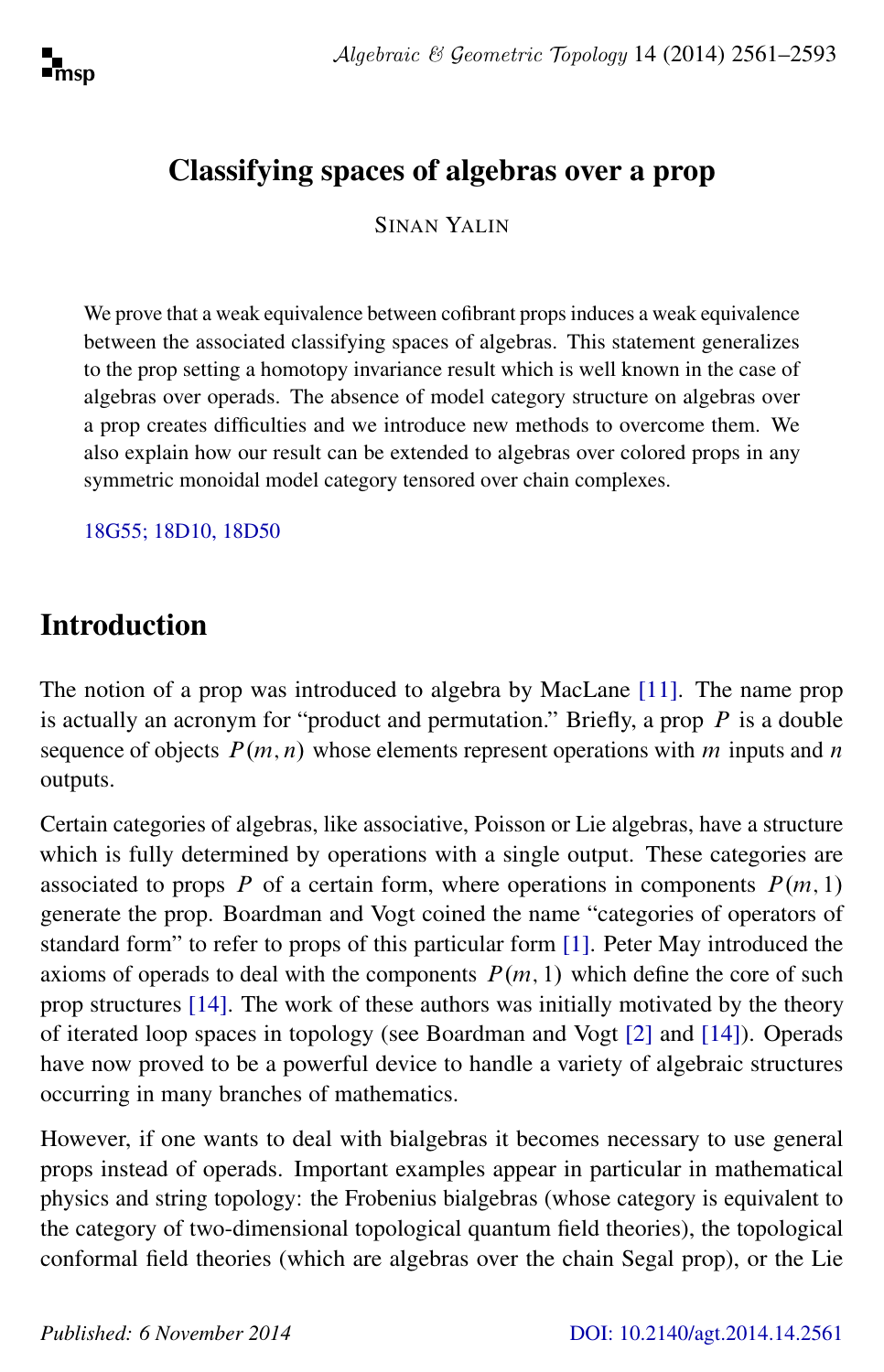# Classifying spaces of algebras over a prop

SINAN YALIN

We prove that a weak equivalence between cofibrant props induces a weak equivalence between the associated classifying spaces of algebras. This statement generalizes to the prop setting a homotopy invariance result which is well known in the case of algebras over operads. The absence of model category structure on algebras over a prop creates difficulties and we introduce new methods to overcome them. We also explain how our result can be extended to algebras over colored props in any symmetric monoidal model category tensored over chain complexes.

18G55; 18D10, 18D50

## Introduction

The notion of a prop was introduced to algebra by MacLane [11]. The name prop is actually an acronym for "product and permutation." Briefly, a prop $P$ is a double sequence of objects $P(m,n)$ whose elements represent operations with $m$ inputs and $n$ outputs.

Certain categories of algebras, like associative, Poisson or Lie algebras, have a structure which is fully determined by operations with a single output. These categories are associated to props $P$ of a certain form, where operations in components $P(m,1)$ generate the prop. Boardman and Vogt coined the name "categories of operators of standard form" to refer to props of this particular form [1]. Peter May introduced the axioms of operads to deal with the components $P(m,1)$ which define the core of such prop structures [14]. The work of these authors was initially motivated by the theory of iterated loop spaces in topology (see Boardman and Vogt [2] and [14]). Operads have now proved to be a powerful device to handle a variety of algebraic structures occurring in many branches of mathematics.

However, if one wants to deal with bialgebras it becomes necessary to use general props instead of operads. Important examples appear in particular in mathematical physics and string topology: the Frobenius bialgebras (whose category is equivalent to the category of two-dimensional topological quantum field theories), the topological conformal field theories (which are algebras over the chain Segal prop), or the Lie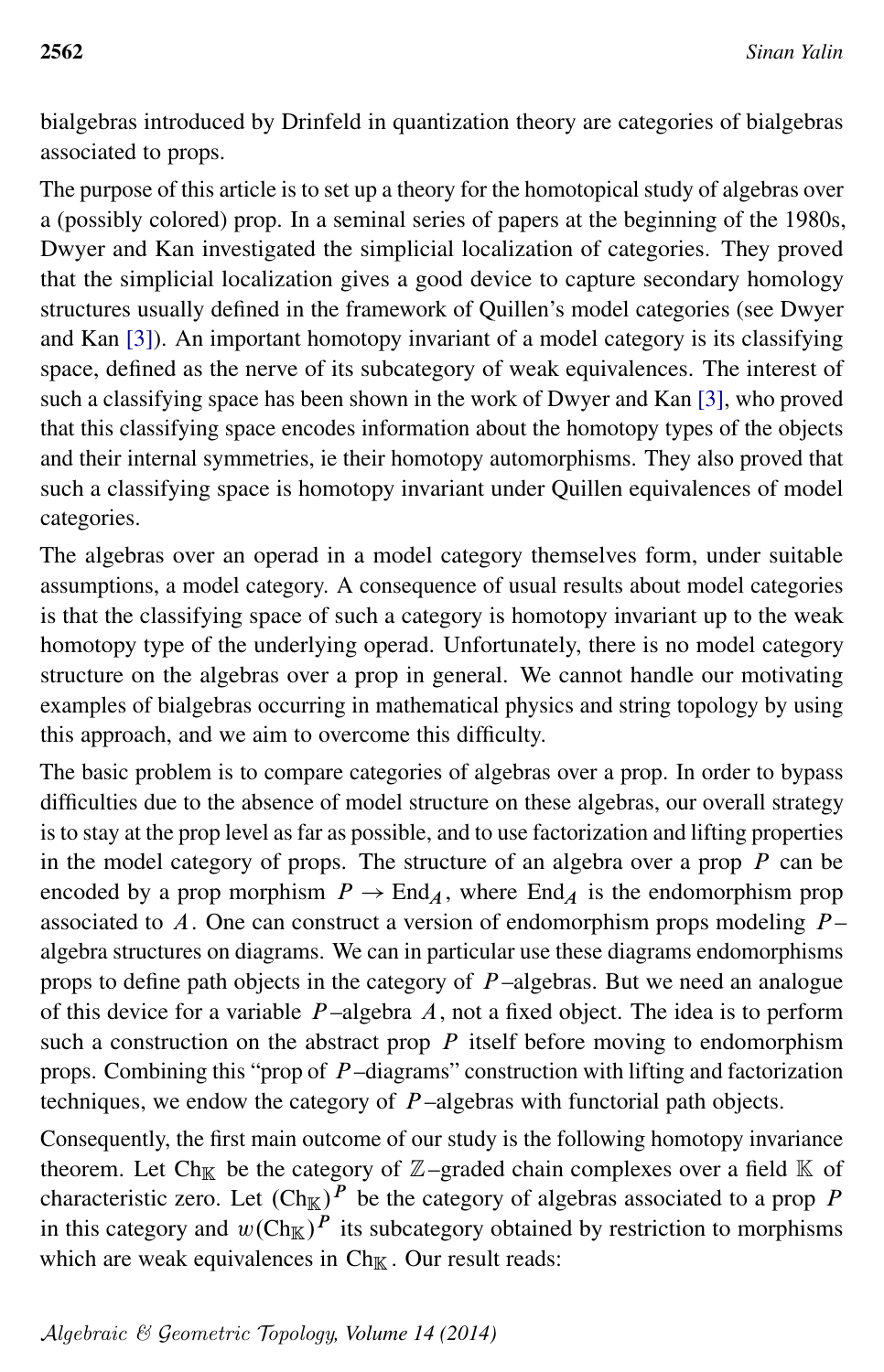bialgebras introduced by Drinfeld in quantization theory are categories of bialgebras associated to props.

The purpose of this article is to set up a theory for the homotopical study of algebras over a (possibly colored) prop. In a seminal series of papers at the beginning of the 1980s, Dwyer and Kan investigated the simplicial localization of categories. They proved that the simplicial localization gives a good device to capture secondary homology structures usually defined in the framework of Quillen's model categories (see Dwyer and Kan [3]). An important homotopy invariant of a model category is its classifying space, defined as the nerve of its subcategory of weak equivalences. The interest of such a classifying space has been shown in the work of Dwyer and Kan [3], who proved that this classifying space encodes information about the homotopy types of the objects and their internal symmetries, ie their homotopy automorphisms. They also proved that such a classifying space is homotopy invariant under Quillen equivalences of model categories.

The algebras over an operad in a model category themselves form, under suitable assumptions, a model category. A consequence of usual results about model categories is that the classifying space of such a category is homotopy invariant up to the weak homotopy type of the underlying operad. Unfortunately, there is no model category structure on the algebras over a prop in general. We cannot handle our motivating examples of bialgebras occurring in mathematical physics and string topology by using this approach, and we aim to overcome this difficulty.

The basic problem is to compare categories of algebras over a prop. In order to bypass difficulties due to the absence of model structure on these algebras, our overall strategy is to stay at the prop level as far as possible, and to use factorization and lifting properties in the model category of props. The structure of an algebra over a prop $P$ can be encoded by a prop morphism $P \to \mathrm{End}_A$, where $\mathrm{End}_A$ is the endomorphism prop associated to $A$. One can construct a version of endomorphism props modeling $P$–algebra structures on diagrams. We can in particular use these diagrams endomorphisms props to define path objects in the category of $P$–algebras. But we need an analogue of this device for a variable $P$–algebra $A$, not a fixed object. The idea is to perform such a construction on the abstract prop $P$ itself before moving to endomorphism props. Combining this "prop of $P$–diagrams" construction with lifting and factorization techniques, we endow the category of $P$–algebras with functorial path objects.

Consequently, the first main outcome of our study is the following homotopy invariance theorem. Let $\mathrm{Ch}_{\mathbb{K}}$ be the category of $\mathbb{Z}$–graded chain complexes over a field $\mathbb{K}$ of characteristic zero. Let $(\mathrm{Ch}_{\mathbb{K}})^P$ be the category of algebras associated to a prop $P$ in this category and $w(\mathrm{Ch}_{\mathbb{K}})^P$ its subcategory obtained by restriction to morphisms which are weak equivalences in $\mathrm{Ch}_{\mathbb{K}}$. Our result reads: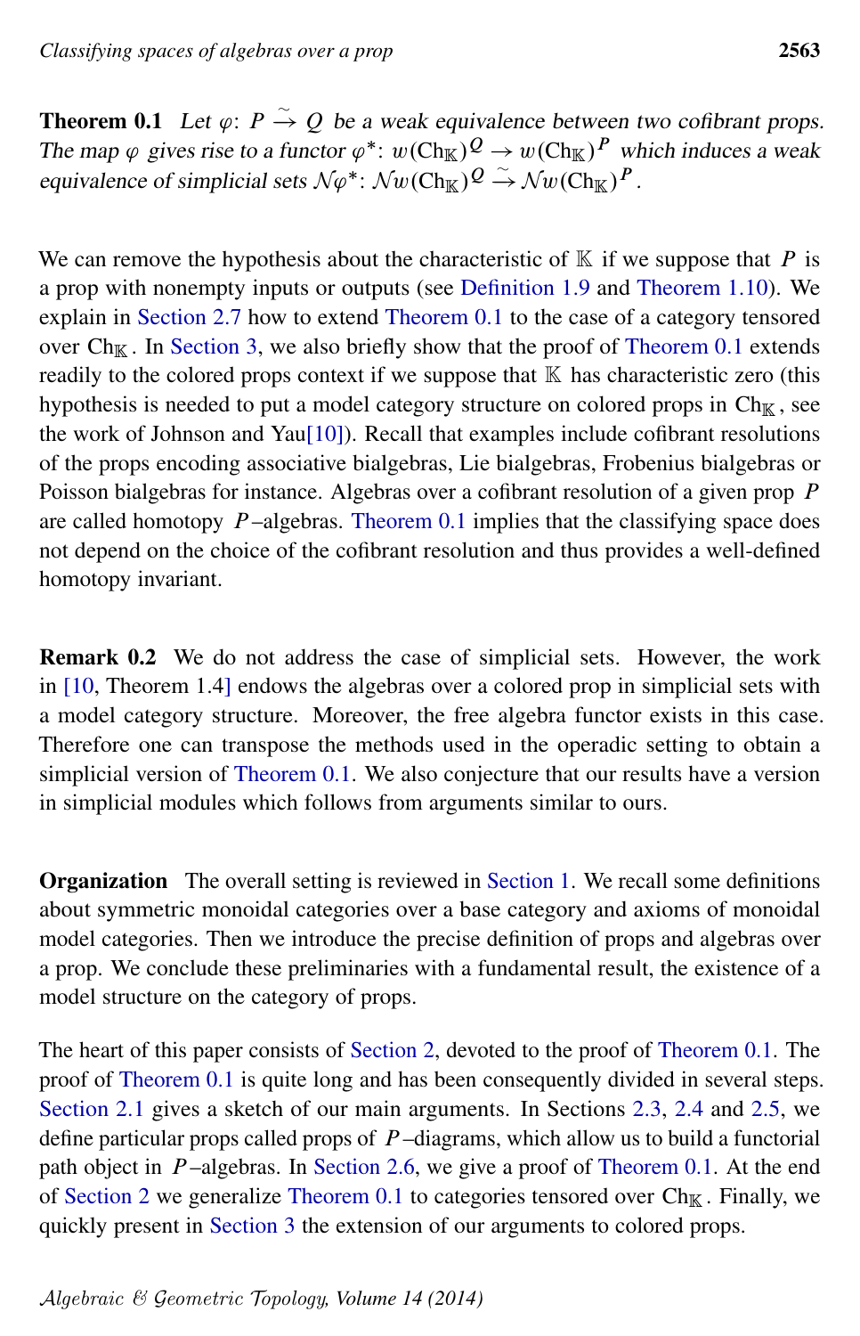**Theorem 0.1** *Let $\varphi\colon P \xrightarrow{\sim} Q$ be a weak equivalence between two cofibrant props. The map $\varphi$ gives rise to a functor $\varphi^*\colon w(\mathrm{Ch}_{\mathbb{K}})^Q \to w(\mathrm{Ch}_{\mathbb{K}})^P$ which induces a weak equivalence of simplicial sets $\mathcal{N}\varphi^*\colon \mathcal{N}w(\mathrm{Ch}_{\mathbb{K}})^Q \xrightarrow{\sim} \mathcal{N}w(\mathrm{Ch}_{\mathbb{K}})^P$.*

We can remove the hypothesis about the characteristic of $\mathbb{K}$ if we suppose that $P$ is a prop with nonempty inputs or outputs (see Definition 1.9 and Theorem 1.10). We explain in Section 2.7 how to extend Theorem 0.1 to the case of a category tensored over $\mathrm{Ch}_{\mathbb{K}}$. In Section 3, we also briefly show that the proof of Theorem 0.1 extends readily to the colored props context if we suppose that $\mathbb{K}$ has characteristic zero (this hypothesis is needed to put a model category structure on colored props in $\mathrm{Ch}_{\mathbb{K}}$, see the work of Johnson and Yau[10]). Recall that examples include cofibrant resolutions of the props encoding associative bialgebras, Lie bialgebras, Frobenius bialgebras or Poisson bialgebras for instance. Algebras over a cofibrant resolution of a given prop $P$ are called homotopy $P$–algebras. Theorem 0.1 implies that the classifying space does not depend on the choice of the cofibrant resolution and thus provides a well-defined homotopy invariant.

**Remark 0.2** We do not address the case of simplicial sets. However, the work in [10, Theorem 1.4] endows the algebras over a colored prop in simplicial sets with a model category structure. Moreover, the free algebra functor exists in this case. Therefore one can transpose the methods used in the operadic setting to obtain a simplicial version of Theorem 0.1. We also conjecture that our results have a version in simplicial modules which follows from arguments similar to ours.

**Organization** The overall setting is reviewed in Section 1. We recall some definitions about symmetric monoidal categories over a base category and axioms of monoidal model categories. Then we introduce the precise definition of props and algebras over a prop. We conclude these preliminaries with a fundamental result, the existence of a model structure on the category of props.

The heart of this paper consists of Section 2, devoted to the proof of Theorem 0.1. The proof of Theorem 0.1 is quite long and has been consequently divided in several steps. Section 2.1 gives a sketch of our main arguments. In Sections 2.3, 2.4 and 2.5, we define particular props called props of $P$–diagrams, which allow us to build a functorial path object in $P$–algebras. In Section 2.6, we give a proof of Theorem 0.1. At the end of Section 2 we generalize Theorem 0.1 to categories tensored over $\mathrm{Ch}_{\mathbb{K}}$. Finally, we quickly present in Section 3 the extension of our arguments to colored props.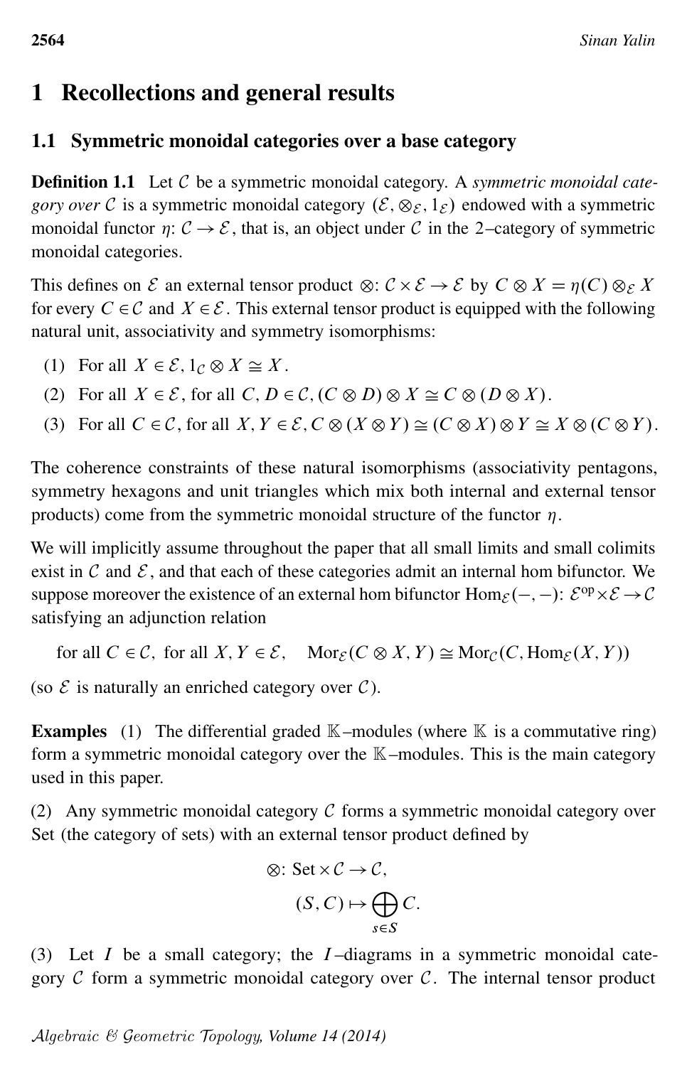# 1 Recollections and general results

## 1.1 Symmetric monoidal categories over a base category

**Definition 1.1** Let $\mathcal{C}$ be a symmetric monoidal category. A *symmetric monoidal category over* $\mathcal{C}$ is a symmetric monoidal category $(\mathcal{E}, \otimes_{\mathcal{E}}, 1_{\mathcal{E}})$ endowed with a symmetric monoidal functor $\eta\colon \mathcal{C} \to \mathcal{E}$, that is, an object under $\mathcal{C}$ in the 2–category of symmetric monoidal categories.

This defines on $\mathcal{E}$ an external tensor product $\otimes\colon \mathcal{C} \times \mathcal{E} \to \mathcal{E}$ by $C \otimes X = \eta(C) \otimes_{\mathcal{E}} X$ for every $C \in \mathcal{C}$ and $X \in \mathcal{E}$. This external tensor product is equipped with the following natural unit, associativity and symmetry isomorphisms:

1. For all $X \in \mathcal{E}$, $1_{\mathcal{C}} \otimes X \cong X$.
2. For all $X \in \mathcal{E}$, for all $C, D \in \mathcal{C}$, $(C \otimes D) \otimes X \cong C \otimes (D \otimes X)$.
3. For all $C \in \mathcal{C}$, for all $X, Y \in \mathcal{E}$, $C \otimes (X \otimes Y) \cong (C \otimes X) \otimes Y \cong X \otimes (C \otimes Y)$.

The coherence constraints of these natural isomorphisms (associativity pentagons, symmetry hexagons and unit triangles which mix both internal and external tensor products) come from the symmetric monoidal structure of the functor $\eta$.

We will implicitly assume throughout the paper that all small limits and small colimits exist in $\mathcal{C}$ and $\mathcal{E}$, and that each of these categories admit an internal hom bifunctor. We suppose moreover the existence of an external hom bifunctor $\mathrm{Hom}_{\mathcal{E}}(-,-)\colon \mathcal{E}^{\mathrm{op}} \times \mathcal{E} \to \mathcal{C}$ satisfying an adjunction relation

$$\text{for all } C \in \mathcal{C}, \text{ for all } X, Y \in \mathcal{E}, \quad \mathrm{Mor}_{\mathcal{E}}(C \otimes X, Y) \cong \mathrm{Mor}_{\mathcal{C}}(C, \mathrm{Hom}_{\mathcal{E}}(X, Y))$$

(so $\mathcal{E}$ is naturally an enriched category over $\mathcal{C}$).

**Examples** (1) The differential graded $\mathbb{K}$–modules (where $\mathbb{K}$ is a commutative ring) form a symmetric monoidal category over the $\mathbb{K}$–modules. This is the main category used in this paper.

(2) Any symmetric monoidal category $\mathcal{C}$ forms a symmetric monoidal category over Set (the category of sets) with an external tensor product defined by

$$\otimes\colon \mathrm{Set} \times \mathcal{C} \to \mathcal{C},$$
$$(S, C) \mapsto \bigoplus_{s \in S} C.$$

(3) Let $I$ be a small category; the $I$–diagrams in a symmetric monoidal category $\mathcal{C}$ form a symmetric monoidal category over $\mathcal{C}$. The internal tensor product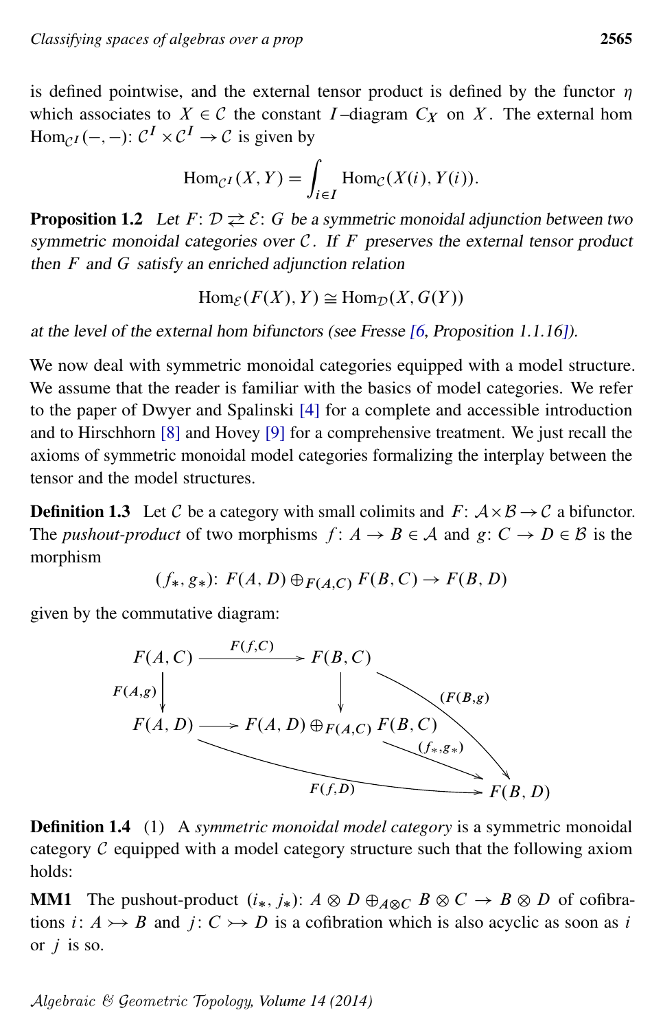is defined pointwise, and the external tensor product is defined by the functor $\eta$ which associates to $X \in \mathcal{C}$ the constant $I$–diagram $C_X$ on $X$. The external hom $\mathrm{Hom}_{\mathcal{C}^I}(-,-)\colon \mathcal{C}^I \times \mathcal{C}^I \to \mathcal{C}$ is given by

$$\mathrm{Hom}_{\mathcal{C}^I}(X,Y) = \int_{i\in I} \mathrm{Hom}_{\mathcal{C}}(X(i),Y(i)).$$

**Proposition 1.2** *Let $F\colon \mathcal{D} \rightleftarrows \mathcal{E}\colon G$ be a symmetric monoidal adjunction between two symmetric monoidal categories over $\mathcal{C}$. If $F$ preserves the external tensor product then $F$ and $G$ satisfy an enriched adjunction relation*

$$\mathrm{Hom}_{\mathcal{E}}(F(X),Y) \cong \mathrm{Hom}_{\mathcal{D}}(X,G(Y))$$

*at the level of the external hom bifunctors (see Fresse [6, Proposition 1.1.16]).*

We now deal with symmetric monoidal categories equipped with a model structure. We assume that the reader is familiar with the basics of model categories. We refer to the paper of Dwyer and Spalinski [4] for a complete and accessible introduction and to Hirschhorn [8] and Hovey [9] for a comprehensive treatment. We just recall the axioms of symmetric monoidal model categories formalizing the interplay between the tensor and the model structures.

**Definition 1.3** Let $\mathcal{C}$ be a category with small colimits and $F\colon \mathcal{A}\times\mathcal{B}\to\mathcal{C}$ a bifunctor. The *pushout-product* of two morphisms $f\colon A\to B \in \mathcal{A}$ and $g\colon C\to D\in\mathcal{B}$ is the morphism

$$(f_*,g_*)\colon F(A,D)\oplus_{F(A,C)} F(B,C) \to F(B,D)$$

given by the commutative diagram:

$$\begin{array}{ccc}
F(A,C) & \xrightarrow{F(f,C)} & F(B,C) \\
{\scriptstyle F(A,g)}\downarrow & & \downarrow \\
F(A,D) & \longrightarrow & F(A,D)\oplus_{F(A,C)} F(B,C)
\end{array}$$

with $(F(B,g))\colon F(B,C)\to F(B,D)$, $F(f,D)\colon F(A,D)\to F(B,D)$ and $(f_*,g_*)\colon F(A,D)\oplus_{F(A,C)} F(B,C)\to F(B,D)$.

**Definition 1.4** (1) A *symmetric monoidal model category* is a symmetric monoidal category $\mathcal{C}$ equipped with a model category structure such that the following axiom holds:

**MM1** The pushout-product $(i_*,j_*)\colon A\otimes D\oplus_{A\otimes C} B\otimes C \to B\otimes D$ of cofibrations $i\colon A\rightarrowtail B$ and $j\colon C\rightarrowtail D$ is a cofibration which is also acyclic as soon as $i$ or $j$ is so.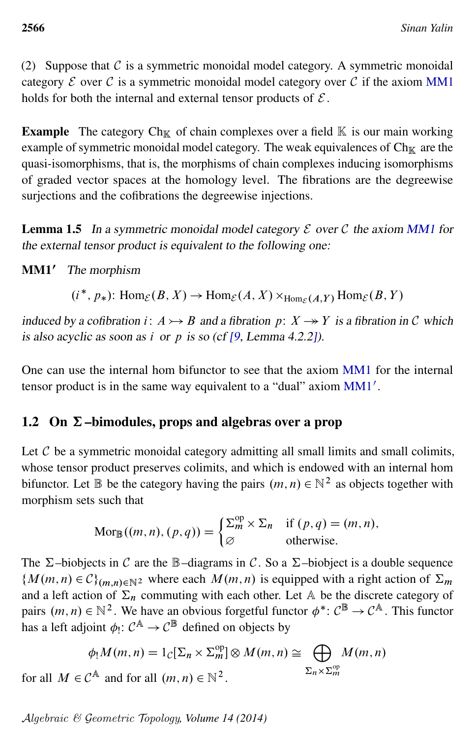(2) Suppose that $\mathcal{C}$ is a symmetric monoidal model category. A symmetric monoidal category $\mathcal{E}$ over $\mathcal{C}$ is a symmetric monoidal model category over $\mathcal{C}$ if the axiom MM1 holds for both the internal and external tensor products of $\mathcal{E}$.

**Example** The category $Ch_{\mathbb{K}}$ of chain complexes over a field $\mathbb{K}$ is our main working example of symmetric monoidal model category. The weak equivalences of $Ch_{\mathbb{K}}$ are the quasi-isomorphisms, that is, the morphisms of chain complexes inducing isomorphisms of graded vector spaces at the homology level. The fibrations are the degreewise surjections and the cofibrations the degreewise injections.

**Lemma 1.5** *In a symmetric monoidal model category $\mathcal{E}$ over $\mathcal{C}$ the axiom MM1 for the external tensor product is equivalent to the following one:*

**MM1′** *The morphism*

$$(i^*, p_*)\colon \mathrm{Hom}_{\mathcal{E}}(B, X) \to \mathrm{Hom}_{\mathcal{E}}(A, X) \times_{\mathrm{Hom}_{\mathcal{E}}(A,Y)} \mathrm{Hom}_{\mathcal{E}}(B, Y)$$

*induced by a cofibration $i\colon A \rightarrowtail B$ and a fibration $p\colon X \twoheadrightarrow Y$ is a fibration in $\mathcal{C}$ which is also acyclic as soon as $i$ or $p$ is so (cf [9, Lemma 4.2.2]).*

One can use the internal hom bifunctor to see that the axiom MM1 for the internal tensor product is in the same way equivalent to a "dual" axiom MM1′.

## 1.2 On $\Sigma$–bimodules, props and algebras over a prop

Let $\mathcal{C}$ be a symmetric monoidal category admitting all small limits and small colimits, whose tensor product preserves colimits, and which is endowed with an internal hom bifunctor. Let $\mathbb{B}$ be the category having the pairs $(m,n) \in \mathbb{N}^2$ as objects together with morphism sets such that

$$\mathrm{Mor}_{\mathbb{B}}((m,n),(p,q)) = \begin{cases} \Sigma_m^{op} \times \Sigma_n & \text{if } (p,q) = (m,n), \\ \varnothing & \text{otherwise.} \end{cases}$$

The $\Sigma$–biobjects in $\mathcal{C}$ are the $\mathbb{B}$–diagrams in $\mathcal{C}$. So a $\Sigma$–biobject is a double sequence $\{M(m,n) \in \mathcal{C}\}_{(m,n)\in\mathbb{N}^2}$ where each $M(m,n)$ is equipped with a right action of $\Sigma_m$ and a left action of $\Sigma_n$ commuting with each other. Let $\mathbb{A}$ be the discrete category of pairs $(m,n) \in \mathbb{N}^2$. We have an obvious forgetful functor $\phi^*\colon \mathcal{C}^{\mathbb{B}} \to \mathcal{C}^{\mathbb{A}}$. This functor has a left adjoint $\phi_!\colon \mathcal{C}^{\mathbb{A}} \to \mathcal{C}^{\mathbb{B}}$ defined on objects by

$$\phi_! M(m,n) = 1_{\mathcal{C}}[\Sigma_n \times \Sigma_m^{op}] \otimes M(m,n) \cong \bigoplus_{\Sigma_n \times \Sigma_m^{op}} M(m,n)$$

for all $M \in \mathcal{C}^{\mathbb{A}}$ and for all $(m,n) \in \mathbb{N}^2$.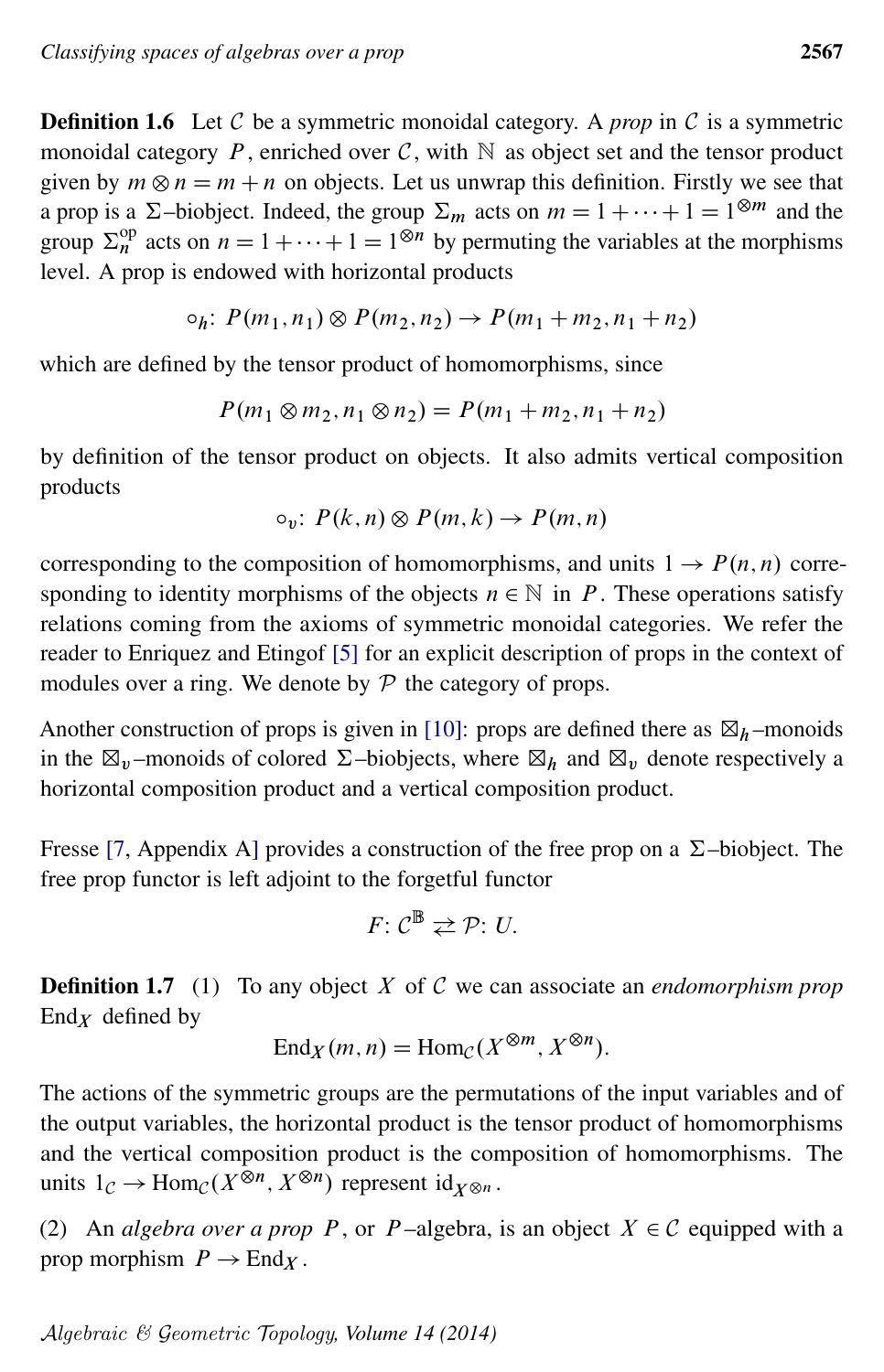**Definition 1.6** Let $\mathcal{C}$ be a symmetric monoidal category. A *prop* in $\mathcal{C}$ is a symmetric monoidal category $P$, enriched over $\mathcal{C}$, with $\mathbb{N}$ as object set and the tensor product given by $m \otimes n = m + n$ on objects. Let us unwrap this definition. Firstly we see that a prop is a $\Sigma$–biobject. Indeed, the group $\Sigma_m$ acts on $m = 1 + \cdots + 1 = 1^{\otimes m}$ and the group $\Sigma_n^{op}$ acts on $n = 1 + \cdots + 1 = 1^{\otimes n}$ by permuting the variables at the morphisms level. A prop is endowed with horizontal products

$$\circ_h \colon P(m_1, n_1) \otimes P(m_2, n_2) \to P(m_1 + m_2, n_1 + n_2)$$

which are defined by the tensor product of homomorphisms, since

$$P(m_1 \otimes m_2, n_1 \otimes n_2) = P(m_1 + m_2, n_1 + n_2)$$

by definition of the tensor product on objects. It also admits vertical composition products

$$\circ_v \colon P(k, n) \otimes P(m, k) \to P(m, n)$$

corresponding to the composition of homomorphisms, and units $1 \to P(n, n)$ corresponding to identity morphisms of the objects $n \in \mathbb{N}$ in $P$. These operations satisfy relations coming from the axioms of symmetric monoidal categories. We refer the reader to Enriquez and Etingof [5] for an explicit description of props in the context of modules over a ring. We denote by $\mathcal{P}$ the category of props.

Another construction of props is given in [10]: props are defined there as $\boxtimes_h$–monoids in the $\boxtimes_v$–monoids of colored $\Sigma$–biobjects, where $\boxtimes_h$ and $\boxtimes_v$ denote respectively a horizontal composition product and a vertical composition product.

Fresse [7, Appendix A] provides a construction of the free prop on a $\Sigma$–biobject. The free prop functor is left adjoint to the forgetful functor

$$F \colon \mathcal{C}^{\mathbb{B}} \rightleftarrows \mathcal{P} \colon U.$$

**Definition 1.7** (1) To any object $X$ of $\mathcal{C}$ we can associate an *endomorphism prop* $\mathrm{End}_X$ defined by

$$\mathrm{End}_X(m, n) = \mathrm{Hom}_{\mathcal{C}}(X^{\otimes m}, X^{\otimes n}).$$

The actions of the symmetric groups are the permutations of the input variables and of the output variables, the horizontal product is the tensor product of homomorphisms and the vertical composition product is the composition of homomorphisms. The units $1_{\mathcal{C}} \to \mathrm{Hom}_{\mathcal{C}}(X^{\otimes n}, X^{\otimes n})$ represent $\mathrm{id}_{X^{\otimes n}}$.

(2) An *algebra over a prop* $P$, or $P$–algebra, is an object $X \in \mathcal{C}$ equipped with a prop morphism $P \to \mathrm{End}_X$.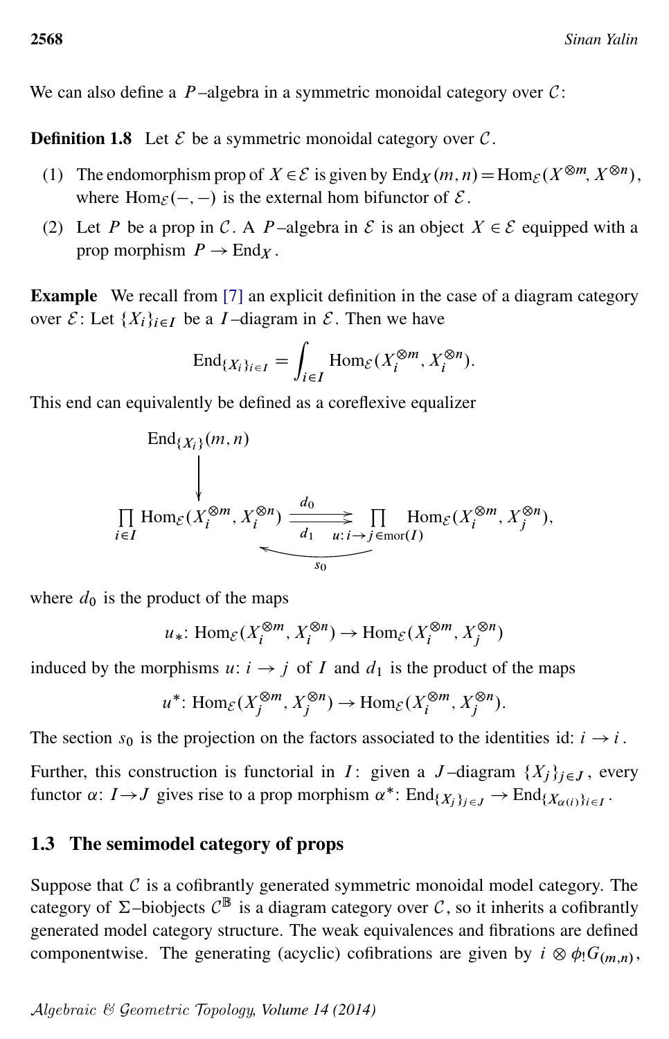We can also define a $P$–algebra in a symmetric monoidal category over $\mathcal{C}$:

**Definition 1.8** Let $\mathcal{E}$ be a symmetric monoidal category over $\mathcal{C}$.

(1) The endomorphism prop of $X \in \mathcal{E}$ is given by $\mathrm{End}_X(m,n) = \mathrm{Hom}_{\mathcal{E}}(X^{\otimes m}, X^{\otimes n})$, where $\mathrm{Hom}_{\mathcal{E}}(-,-)$ is the external hom bifunctor of $\mathcal{E}$.

(2) Let $P$ be a prop in $\mathcal{C}$. A $P$–algebra in $\mathcal{E}$ is an object $X \in \mathcal{E}$ equipped with a prop morphism $P \to \mathrm{End}_X$.

**Example** We recall from [7] an explicit definition in the case of a diagram category over $\mathcal{E}$: Let $\{X_i\}_{i\in I}$ be a $I$–diagram in $\mathcal{E}$. Then we have

$$\mathrm{End}_{\{X_i\}_{i\in I}} = \int_{i\in I} \mathrm{Hom}_{\mathcal{E}}(X_i^{\otimes m}, X_i^{\otimes n}).$$

This end can equivalently be defined as a coreflexive equalizer

$$\begin{array}{c} \mathrm{End}_{\{X_i\}}(m,n) \\ \downarrow \\ \prod_{i\in I} \mathrm{Hom}_{\mathcal{E}}(X_i^{\otimes m}, X_i^{\otimes n}) \underset{d_1}{\overset{d_0}{\rightrightarrows}} \prod_{u:i\to j\in \mathrm{mor}(I)} \mathrm{Hom}_{\mathcal{E}}(X_i^{\otimes m}, X_j^{\otimes n}), \end{array}$$

with a section $s_0$ going back from the right-hand product to the left-hand product,

where $d_0$ is the product of the maps

$$u_*\colon \mathrm{Hom}_{\mathcal{E}}(X_i^{\otimes m}, X_i^{\otimes n}) \to \mathrm{Hom}_{\mathcal{E}}(X_i^{\otimes m}, X_j^{\otimes n})$$

induced by the morphisms $u\colon i \to j$ of $I$ and $d_1$ is the product of the maps

$$u^*\colon \mathrm{Hom}_{\mathcal{E}}(X_j^{\otimes m}, X_j^{\otimes n}) \to \mathrm{Hom}_{\mathcal{E}}(X_i^{\otimes m}, X_j^{\otimes n}).$$

The section $s_0$ is the projection on the factors associated to the identities $\mathrm{id}\colon i \to i$.

Further, this construction is functorial in $I$: given a $J$–diagram $\{X_j\}_{j\in J}$, every functor $\alpha\colon I \to J$ gives rise to a prop morphism $\alpha^*\colon \mathrm{End}_{\{X_j\}_{j\in J}} \to \mathrm{End}_{\{X_{\alpha(i)}\}_{i\in I}}$.

## 1.3 The semimodel category of props

Suppose that $\mathcal{C}$ is a cofibrantly generated symmetric monoidal model category. The category of $\Sigma$–biobjects $\mathcal{C}^{\mathbb{B}}$ is a diagram category over $\mathcal{C}$, so it inherits a cofibrantly generated model category structure. The weak equivalences and fibrations are defined componentwise. The generating (acyclic) cofibrations are given by $i \otimes \phi_! G_{(m,n)}$,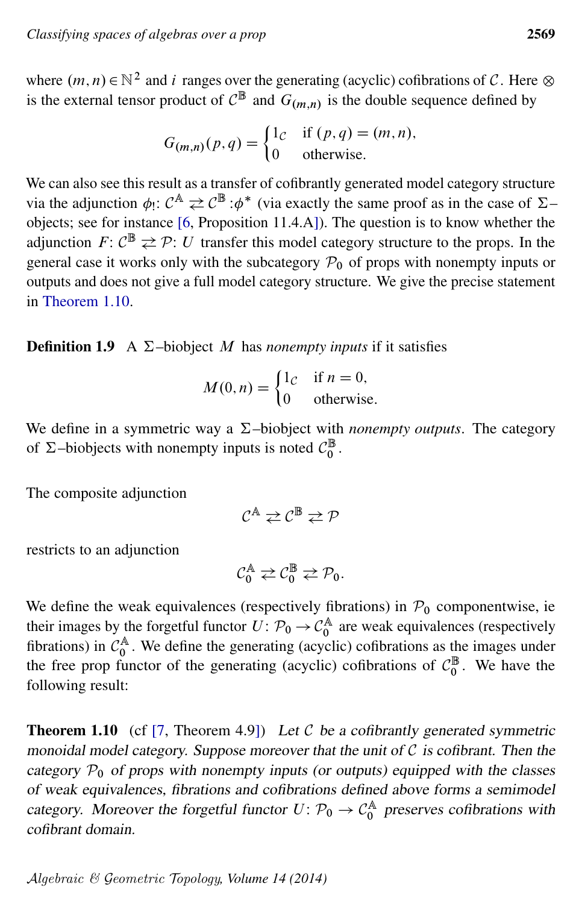where $(m,n) \in \mathbb{N}^2$ and $i$ ranges over the generating (acyclic) cofibrations of $\mathcal{C}$. Here $\otimes$ is the external tensor product of $\mathcal{C}^{\mathbb{B}}$ and $G_{(m,n)}$ is the double sequence defined by

$$G_{(m,n)}(p,q) = \begin{cases} 1_{\mathcal{C}} & \text{if } (p,q) = (m,n), \\ 0 & \text{otherwise.} \end{cases}$$

We can also see this result as a transfer of cofibrantly generated model category structure via the adjunction $\phi_!\colon \mathcal{C}^{\mathbb{A}} \rightleftarrows \mathcal{C}^{\mathbb{B}} \colon \phi^*$ (via exactly the same proof as in the case of $\Sigma$–objects; see for instance [6, Proposition 11.4.A]). The question is to know whether the adjunction $F\colon \mathcal{C}^{\mathbb{B}} \rightleftarrows \mathcal{P}\colon U$ transfer this model category structure to the props. In the general case it works only with the subcategory $\mathcal{P}_0$ of props with nonempty inputs or outputs and does not give a full model category structure. We give the precise statement in Theorem 1.10.

**Definition 1.9** A $\Sigma$–biobject $M$ has *nonempty inputs* if it satisfies

$$M(0,n) = \begin{cases} 1_{\mathcal{C}} & \text{if } n = 0, \\ 0 & \text{otherwise.} \end{cases}$$

We define in a symmetric way a $\Sigma$–biobject with *nonempty outputs*. The category of $\Sigma$–biobjects with nonempty inputs is noted $\mathcal{C}_0^{\mathbb{B}}$.

The composite adjunction

$$\mathcal{C}^{\mathbb{A}} \rightleftarrows \mathcal{C}^{\mathbb{B}} \rightleftarrows \mathcal{P}$$

restricts to an adjunction

$$\mathcal{C}_0^{\mathbb{A}} \rightleftarrows \mathcal{C}_0^{\mathbb{B}} \rightleftarrows \mathcal{P}_0.$$

We define the weak equivalences (respectively fibrations) in $\mathcal{P}_0$ componentwise, ie their images by the forgetful functor $U\colon \mathcal{P}_0 \to \mathcal{C}_0^{\mathbb{A}}$ are weak equivalences (respectively fibrations) in $\mathcal{C}_0^{\mathbb{A}}$. We define the generating (acyclic) cofibrations as the images under the free prop functor of the generating (acyclic) cofibrations of $\mathcal{C}_0^{\mathbb{B}}$. We have the following result:

**Theorem 1.10** (cf [7, Theorem 4.9]) *Let $\mathcal{C}$ be a cofibrantly generated symmetric monoidal model category. Suppose moreover that the unit of $\mathcal{C}$ is cofibrant. Then the category $\mathcal{P}_0$ of props with nonempty inputs (or outputs) equipped with the classes of weak equivalences, fibrations and cofibrations defined above forms a semimodel category. Moreover the forgetful functor $U\colon \mathcal{P}_0 \to \mathcal{C}_0^{\mathbb{A}}$ preserves cofibrations with cofibrant domain.*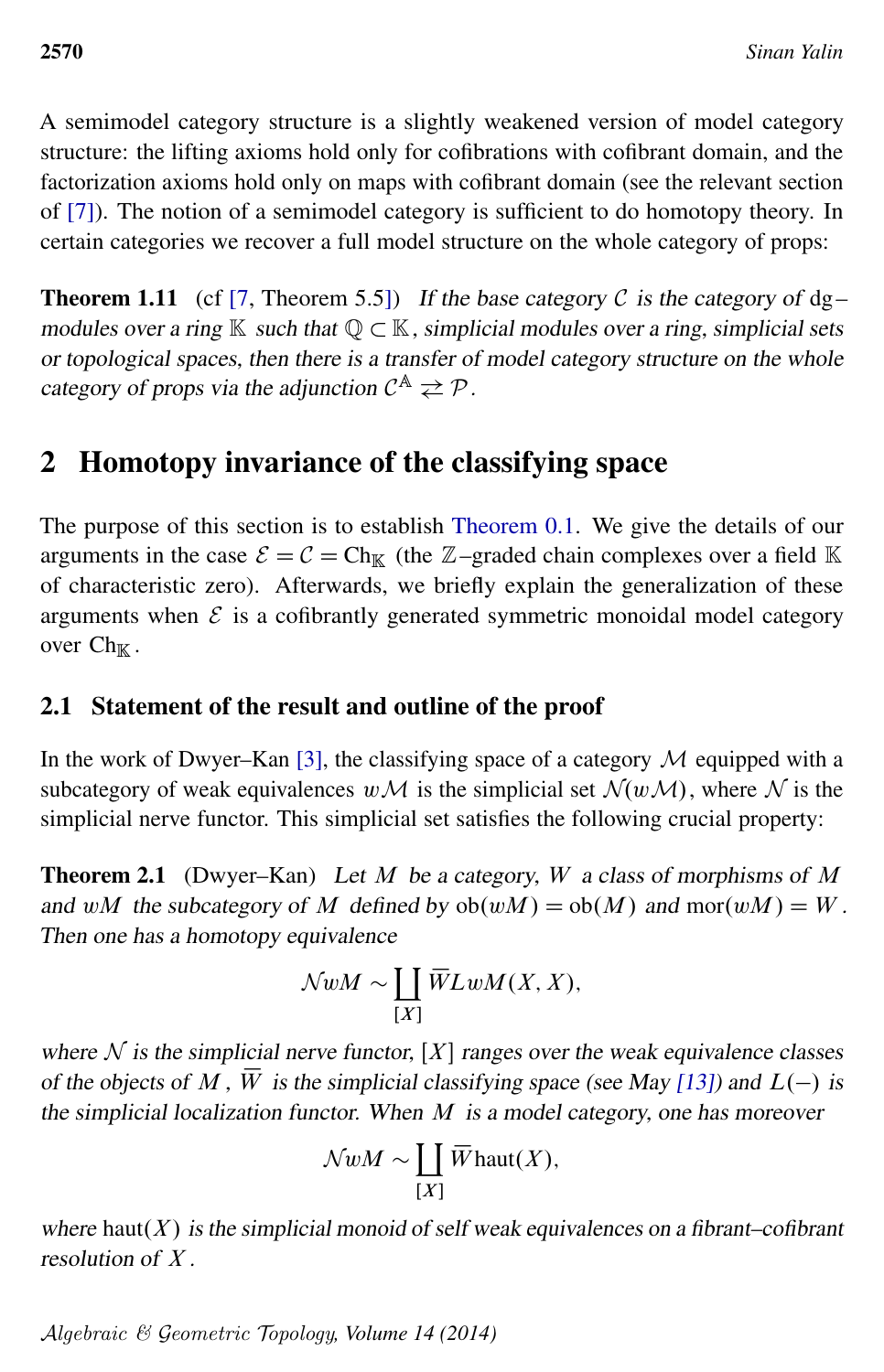A semimodel category structure is a slightly weakened version of model category structure: the lifting axioms hold only for cofibrations with cofibrant domain, and the factorization axioms hold only on maps with cofibrant domain (see the relevant section of [7]). The notion of a semimodel category is sufficient to do homotopy theory. In certain categories we recover a full model structure on the whole category of props:

**Theorem 1.11** (cf [7, Theorem 5.5]) *If the base category $\mathcal{C}$ is the category of dg–modules over a ring $\mathbb{K}$ such that $\mathbb{Q} \subset \mathbb{K}$, simplicial modules over a ring, simplicial sets or topological spaces, then there is a transfer of model category structure on the whole category of props via the adjunction $\mathcal{C}^{\mathbb{A}} \rightleftarrows \mathcal{P}$.*

## 2 Homotopy invariance of the classifying space

The purpose of this section is to establish Theorem 0.1. We give the details of our arguments in the case $\mathcal{E} = \mathcal{C} = \mathrm{Ch}_{\mathbb{K}}$ (the $\mathbb{Z}$–graded chain complexes over a field $\mathbb{K}$ of characteristic zero). Afterwards, we briefly explain the generalization of these arguments when $\mathcal{E}$ is a cofibrantly generated symmetric monoidal model category over $\mathrm{Ch}_{\mathbb{K}}$.

### 2.1 Statement of the result and outline of the proof

In the work of Dwyer–Kan [3], the classifying space of a category $\mathcal{M}$ equipped with a subcategory of weak equivalences $w\mathcal{M}$ is the simplicial set $\mathcal{N}(w\mathcal{M})$, where $\mathcal{N}$ is the simplicial nerve functor. This simplicial set satisfies the following crucial property:

**Theorem 2.1** (Dwyer–Kan) *Let $M$ be a category, $W$ a class of morphisms of $M$ and $wM$ the subcategory of $M$ defined by $\mathrm{ob}(wM) = \mathrm{ob}(M)$ and $\mathrm{mor}(wM) = W$. Then one has a homotopy equivalence*

$$\mathcal{N}wM \sim \coprod_{[X]} \overline{W}LwM(X,X),$$

*where $\mathcal{N}$ is the simplicial nerve functor, $[X]$ ranges over the weak equivalence classes of the objects of $M$, $\overline{W}$ is the simplicial classifying space (see May [13]) and $L(-)$ is the simplicial localization functor. When $M$ is a model category, one has moreover*

$$\mathcal{N}wM \sim \coprod_{[X]} \overline{W}\mathrm{haut}(X),$$

*where $\mathrm{haut}(X)$ is the simplicial monoid of self weak equivalences on a fibrant–cofibrant resolution of $X$.*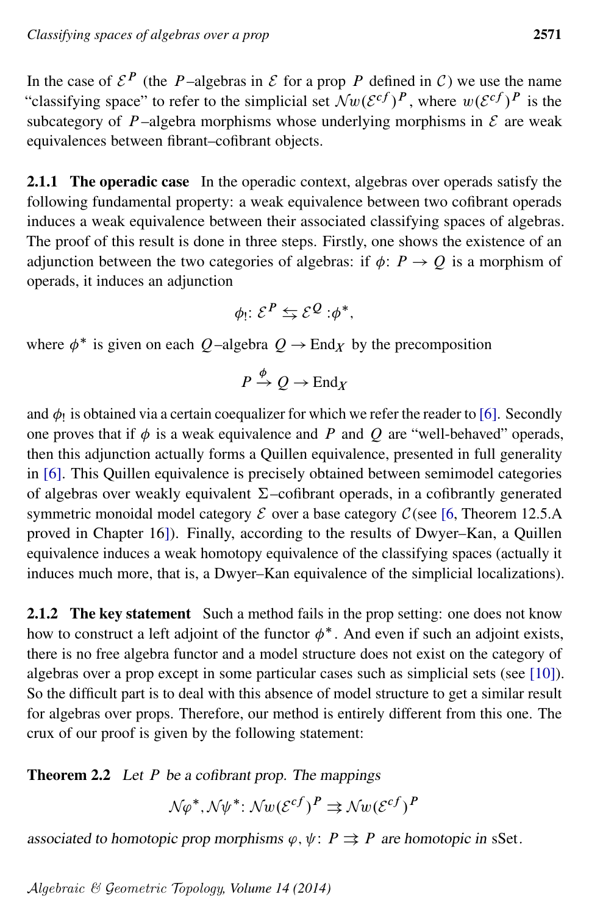In the case of $\mathcal{E}^P$ (the $P$–algebras in $\mathcal{E}$ for a prop $P$ defined in $\mathcal{C}$) we use the name "classifying space" to refer to the simplicial set $\mathcal{N}w(\mathcal{E}^{cf})^P$, where $w(\mathcal{E}^{cf})^P$ is the subcategory of $P$–algebra morphisms whose underlying morphisms in $\mathcal{E}$ are weak equivalences between fibrant–cofibrant objects.

**2.1.1 The operadic case** In the operadic context, algebras over operads satisfy the following fundamental property: a weak equivalence between two cofibrant operads induces a weak equivalence between their associated classifying spaces of algebras. The proof of this result is done in three steps. Firstly, one shows the existence of an adjunction between the two categories of algebras: if $\phi\colon P \to Q$ is a morphism of operads, it induces an adjunction

$$\phi_!\colon \mathcal{E}^P \leftrightarrows \mathcal{E}^Q :\phi^*,$$

where $\phi^*$ is given on each $Q$–algebra $Q \to \mathrm{End}_X$ by the precomposition

$$P \xrightarrow{\phi} Q \to \mathrm{End}_X$$

and $\phi_!$ is obtained via a certain coequalizer for which we refer the reader to [6]. Secondly one proves that if $\phi$ is a weak equivalence and $P$ and $Q$ are "well-behaved" operads, then this adjunction actually forms a Quillen equivalence, presented in full generality in [6]. This Quillen equivalence is precisely obtained between semimodel categories of algebras over weakly equivalent $\Sigma$–cofibrant operads, in a cofibrantly generated symmetric monoidal model category $\mathcal{E}$ over a base category $\mathcal{C}$ (see [6, Theorem 12.5.A proved in Chapter 16]). Finally, according to the results of Dwyer–Kan, a Quillen equivalence induces a weak homotopy equivalence of the classifying spaces (actually it induces much more, that is, a Dwyer–Kan equivalence of the simplicial localizations).

**2.1.2 The key statement** Such a method fails in the prop setting: one does not know how to construct a left adjoint of the functor $\phi^*$. And even if such an adjoint exists, there is no free algebra functor and a model structure does not exist on the category of algebras over a prop except in some particular cases such as simplicial sets (see [10]). So the difficult part is to deal with this absence of model structure to get a similar result for algebras over props. Therefore, our method is entirely different from this one. The crux of our proof is given by the following statement:

**Theorem 2.2** *Let $P$ be a cofibrant prop. The mappings*

$$\mathcal{N}\varphi^*, \mathcal{N}\psi^*\colon \mathcal{N}w(\mathcal{E}^{cf})^P \rightrightarrows \mathcal{N}w(\mathcal{E}^{cf})^P$$

*associated to homotopic prop morphisms $\varphi, \psi\colon P \rightrightarrows P$ are homotopic in* sSet.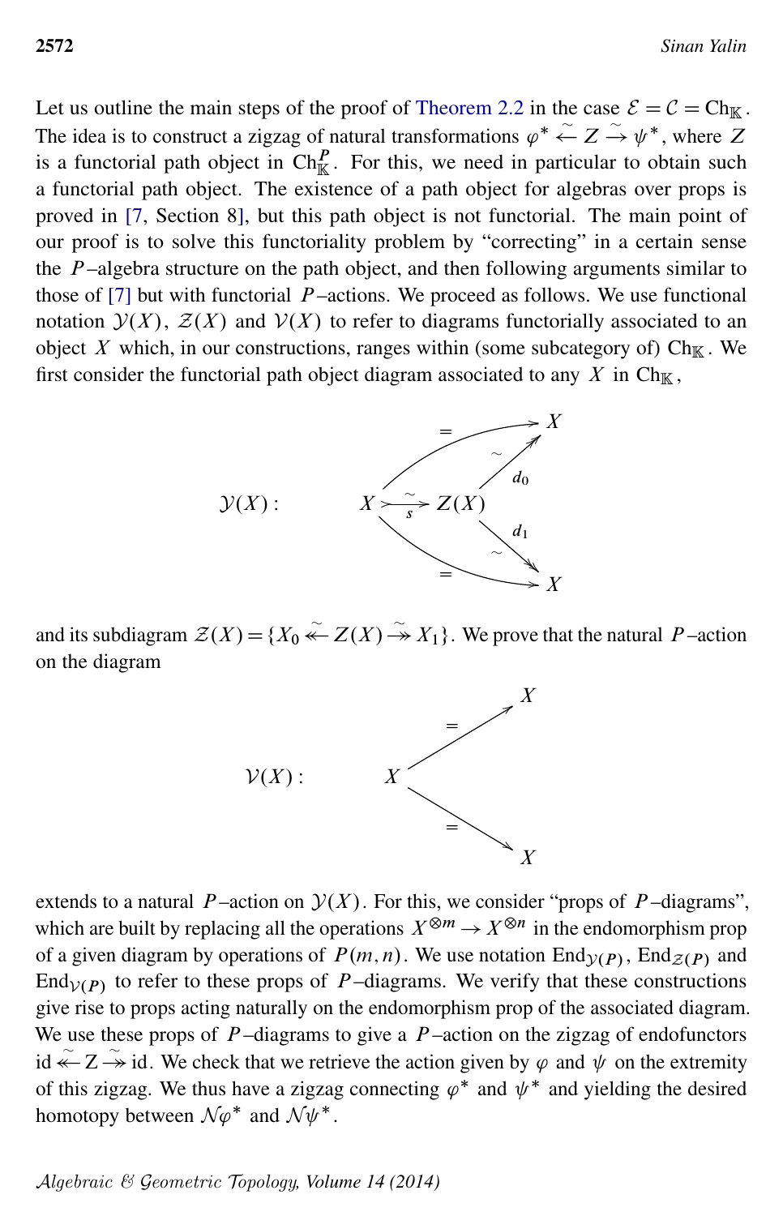Let us outline the main steps of the proof of Theorem 2.2 in the case $\mathcal{E} = \mathcal{C} = Ch_{\mathbb{K}}$. The idea is to construct a zigzag of natural transformations $\varphi^* \xleftarrow{\sim} Z \xrightarrow{\sim} \psi^*$, where $Z$ is a functorial path object in $Ch_{\mathbb{K}}^P$. For this, we need in particular to obtain such a functorial path object. The existence of a path object for algebras over props is proved in [7, Section 8], but this path object is not functorial. The main point of our proof is to solve this functoriality problem by "correcting" in a certain sense the $P$–algebra structure on the path object, and then following arguments similar to those of [7] but with functorial $P$–actions. We proceed as follows. We use functional notation $\mathcal{Y}(X)$, $\mathcal{Z}(X)$ and $\mathcal{V}(X)$ to refer to diagrams functorially associated to an object $X$ which, in our constructions, ranges within (some subcategory of) $Ch_{\mathbb{K}}$. We first consider the functorial path object diagram associated to any $X$ in $Ch_{\mathbb{K}}$,

$$\mathcal{Y}(X): \qquad X \underset{s}{\overset{\sim}{\rightarrowtail}} Z(X), \quad d_0: Z(X) \xrightarrow{\sim} X, \quad d_1: Z(X) \xrightarrow{\sim} X, \quad d_0 s = \mathrm{id}_X = d_1 s$$

and its subdiagram $\mathcal{Z}(X) = \{X_0 \overset{\sim}{\twoheadleftarrow} Z(X) \overset{\sim}{\twoheadrightarrow} X_1\}$. We prove that the natural $P$–action on the diagram

$$\mathcal{V}(X): \qquad X \xrightarrow{=} X, \quad X \xrightarrow{=} X$$

extends to a natural $P$–action on $\mathcal{Y}(X)$. For this, we consider "props of $P$–diagrams", which are built by replacing all the operations $X^{\otimes m} \to X^{\otimes n}$ in the endomorphism prop of a given diagram by operations of $P(m,n)$. We use notation $End_{\mathcal{Y}(P)}$, $End_{\mathcal{Z}(P)}$ and $End_{\mathcal{V}(P)}$ to refer to these props of $P$–diagrams. We verify that these constructions give rise to props acting naturally on the endomorphism prop of the associated diagram. We use these props of $P$–diagrams to give a $P$–action on the zigzag of endofunctors $\mathrm{id} \overset{\sim}{\twoheadleftarrow} Z \overset{\sim}{\twoheadrightarrow} \mathrm{id}$. We check that we retrieve the action given by $\varphi$ and $\psi$ on the extremity of this zigzag. We thus have a zigzag connecting $\varphi^*$ and $\psi^*$ and yielding the desired homotopy between $\mathcal{N}\varphi^*$ and $\mathcal{N}\psi^*$.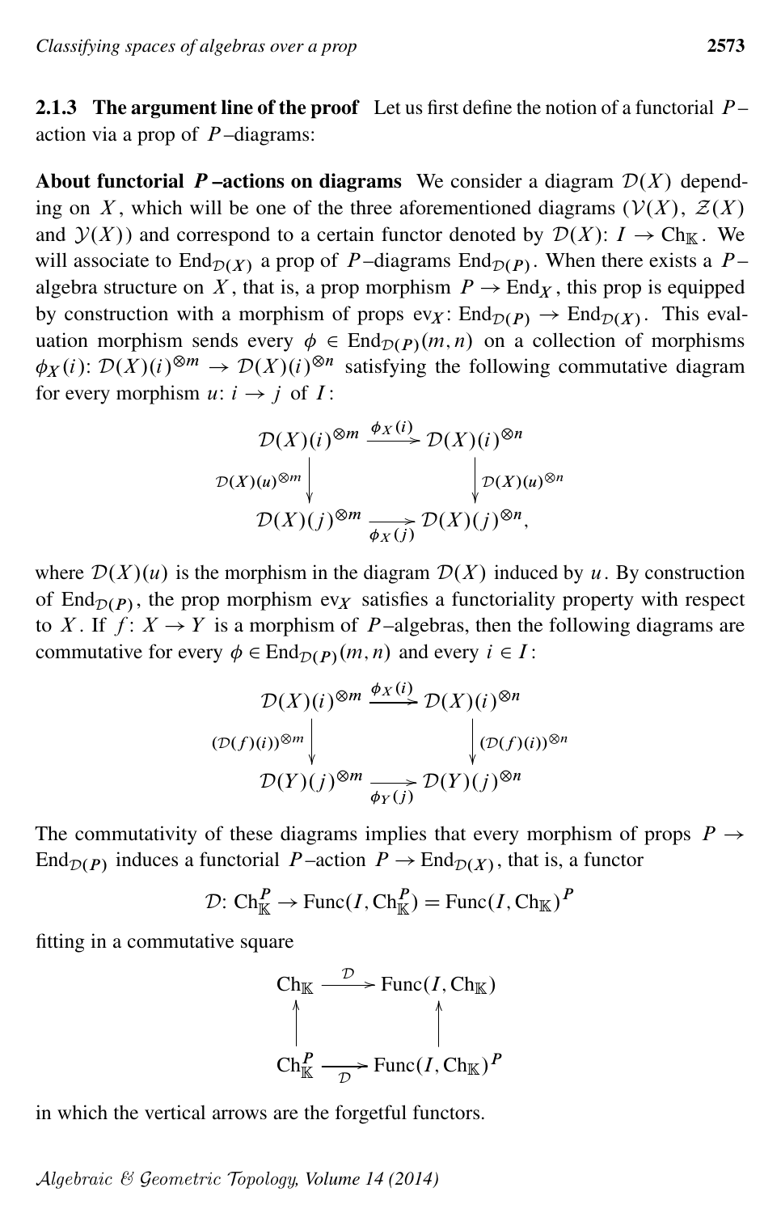**2.1.3 The argument line of the proof** Let us first define the notion of a functorial $P$–action via a prop of $P$–diagrams:

**About functorial $P$–actions on diagrams** We consider a diagram $\mathcal{D}(X)$ depending on $X$, which will be one of the three aforementioned diagrams ($\mathcal{V}(X)$, $\mathcal{Z}(X)$ and $\mathcal{Y}(X)$) and correspond to a certain functor denoted by $\mathcal{D}(X)\colon I \to \mathrm{Ch}_{\mathbb{K}}$. We will associate to $\mathrm{End}_{\mathcal{D}(X)}$ a prop of $P$–diagrams $\mathrm{End}_{\mathcal{D}(P)}$. When there exists a $P$–algebra structure on $X$, that is, a prop morphism $P \to \mathrm{End}_X$, this prop is equipped by construction with a morphism of props $\mathrm{ev}_X\colon \mathrm{End}_{\mathcal{D}(P)} \to \mathrm{End}_{\mathcal{D}(X)}$. This evaluation morphism sends every $\phi \in \mathrm{End}_{\mathcal{D}(P)}(m,n)$ on a collection of morphisms $\phi_X(i)\colon \mathcal{D}(X)(i)^{\otimes m} \to \mathcal{D}(X)(i)^{\otimes n}$ satisfying the following commutative diagram for every morphism $u\colon i \to j$ of $I$:

$$\begin{array}{ccc}
\mathcal{D}(X)(i)^{\otimes m} & \xrightarrow{\phi_X(i)} & \mathcal{D}(X)(i)^{\otimes n} \\
{\scriptstyle \mathcal{D}(X)(u)^{\otimes m}}\downarrow & & \downarrow{\scriptstyle \mathcal{D}(X)(u)^{\otimes n}} \\
\mathcal{D}(X)(j)^{\otimes m} & \xrightarrow[\phi_X(j)]{} & \mathcal{D}(X)(j)^{\otimes n},
\end{array}$$

where $\mathcal{D}(X)(u)$ is the morphism in the diagram $\mathcal{D}(X)$ induced by $u$. By construction of $\mathrm{End}_{\mathcal{D}(P)}$, the prop morphism $\mathrm{ev}_X$ satisfies a functoriality property with respect to $X$. If $f\colon X \to Y$ is a morphism of $P$–algebras, then the following diagrams are commutative for every $\phi \in \mathrm{End}_{\mathcal{D}(P)}(m,n)$ and every $i \in I$:

$$\begin{array}{ccc}
\mathcal{D}(X)(i)^{\otimes m} & \xrightarrow{\phi_X(i)} & \mathcal{D}(X)(i)^{\otimes n} \\
{\scriptstyle (\mathcal{D}(f)(i))^{\otimes m}}\downarrow & & \downarrow{\scriptstyle (\mathcal{D}(f)(i))^{\otimes n}} \\
\mathcal{D}(Y)(j)^{\otimes m} & \xrightarrow[\phi_Y(j)]{} & \mathcal{D}(Y)(j)^{\otimes n}
\end{array}$$

The commutativity of these diagrams implies that every morphism of props $P \to \mathrm{End}_{\mathcal{D}(P)}$ induces a functorial $P$–action $P \to \mathrm{End}_{\mathcal{D}(X)}$, that is, a functor

$$\mathcal{D}\colon \mathrm{Ch}_{\mathbb{K}}^{P} \to \mathrm{Func}(I, \mathrm{Ch}_{\mathbb{K}}^{P}) = \mathrm{Func}(I, \mathrm{Ch}_{\mathbb{K}})^{P}$$

fitting in a commutative square

$$\begin{array}{ccc}
\mathrm{Ch}_{\mathbb{K}} & \xrightarrow{\mathcal{D}} & \mathrm{Func}(I, \mathrm{Ch}_{\mathbb{K}}) \\
\uparrow & & \uparrow \\
\mathrm{Ch}_{\mathbb{K}}^{P} & \xrightarrow[\mathcal{D}]{} & \mathrm{Func}(I, \mathrm{Ch}_{\mathbb{K}})^{P}
\end{array}$$

in which the vertical arrows are the forgetful functors.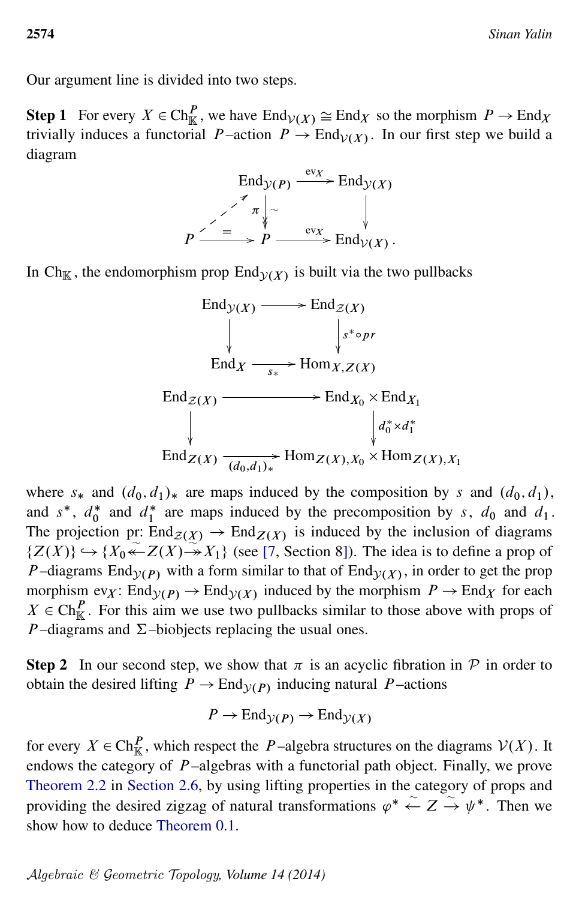Our argument line is divided into two steps.

**Step 1** For every $X \in Ch_{\mathbb{K}}^{P}$, we have $End_{\mathcal{V}(X)} \cong End_X$ so the morphism $P \to End_X$ trivially induces a functorial $P$–action $P \to End_{\mathcal{V}(X)}$. In our first step we build a diagram

$$\begin{array}{ccccc} & & End_{\mathcal{Y}(P)} & \xrightarrow{ev_X} & End_{\mathcal{Y}(X)} \\ & \nearrow & \downarrow{\scriptstyle \pi}\,\wr & & \downarrow \\ P & \xrightarrow{=} & P & \xrightarrow{ev_X} & End_{\mathcal{V}(X)} . \end{array}$$

In $Ch_{\mathbb{K}}$, the endomorphism prop $End_{\mathcal{Y}(X)}$ is built via the two pullbacks

$$\begin{array}{ccc} End_{\mathcal{Y}(X)} & \longrightarrow & End_{\mathcal{Z}(X)} \\ \downarrow & & \downarrow{\scriptstyle s^*\circ pr} \\ End_X & \xrightarrow{s_*} & Hom_{X,Z(X)} \end{array}$$

$$\begin{array}{ccc} End_{\mathcal{Z}(X)} & \longrightarrow & End_{X_0} \times End_{X_1} \\ \downarrow & & \downarrow{\scriptstyle d_0^*\times d_1^*} \\ End_{Z(X)} & \xrightarrow{(d_0,d_1)_*} & Hom_{Z(X),X_0} \times Hom_{Z(X),X_1} \end{array}$$

where $s_*$ and $(d_0, d_1)_*$ are maps induced by the composition by $s$ and $(d_0, d_1)$, and $s^*$, $d_0^*$ and $d_1^*$ are maps induced by the precomposition by $s$, $d_0$ and $d_1$. The projection pr: $End_{\mathcal{Z}(X)} \to End_{Z(X)}$ is induced by the inclusion of diagrams $\{Z(X)\} \hookrightarrow \{X_0 \overset{\sim}{\twoheadleftarrow} Z(X) \twoheadrightarrow X_1\}$ (see [7, Section 8]). The idea is to define a prop of $P$–diagrams $End_{\mathcal{Y}(P)}$ with a form similar to that of $End_{\mathcal{Y}(X)}$, in order to get the prop morphism $ev_X\colon End_{\mathcal{Y}(P)} \to End_{\mathcal{Y}(X)}$ induced by the morphism $P \to End_X$ for each $X \in Ch_{\mathbb{K}}^{P}$. For this aim we use two pullbacks similar to those above with props of $P$–diagrams and $\Sigma$–biobjects replacing the usual ones.

**Step 2** In our second step, we show that $\pi$ is an acyclic fibration in $\mathcal{P}$ in order to obtain the desired lifting $P \to End_{\mathcal{Y}(P)}$ inducing natural $P$–actions

$$P \to End_{\mathcal{Y}(P)} \to End_{\mathcal{Y}(X)}$$

for every $X \in Ch_{\mathbb{K}}^{P}$, which respect the $P$–algebra structures on the diagrams $\mathcal{V}(X)$. It endows the category of $P$–algebras with a functorial path object. Finally, we prove Theorem 2.2 in Section 2.6, by using lifting properties in the category of props and providing the desired zigzag of natural transformations $\varphi^* \overset{\sim}{\leftarrow} Z \overset{\sim}{\rightarrow} \psi^*$. Then we show how to deduce Theorem 0.1.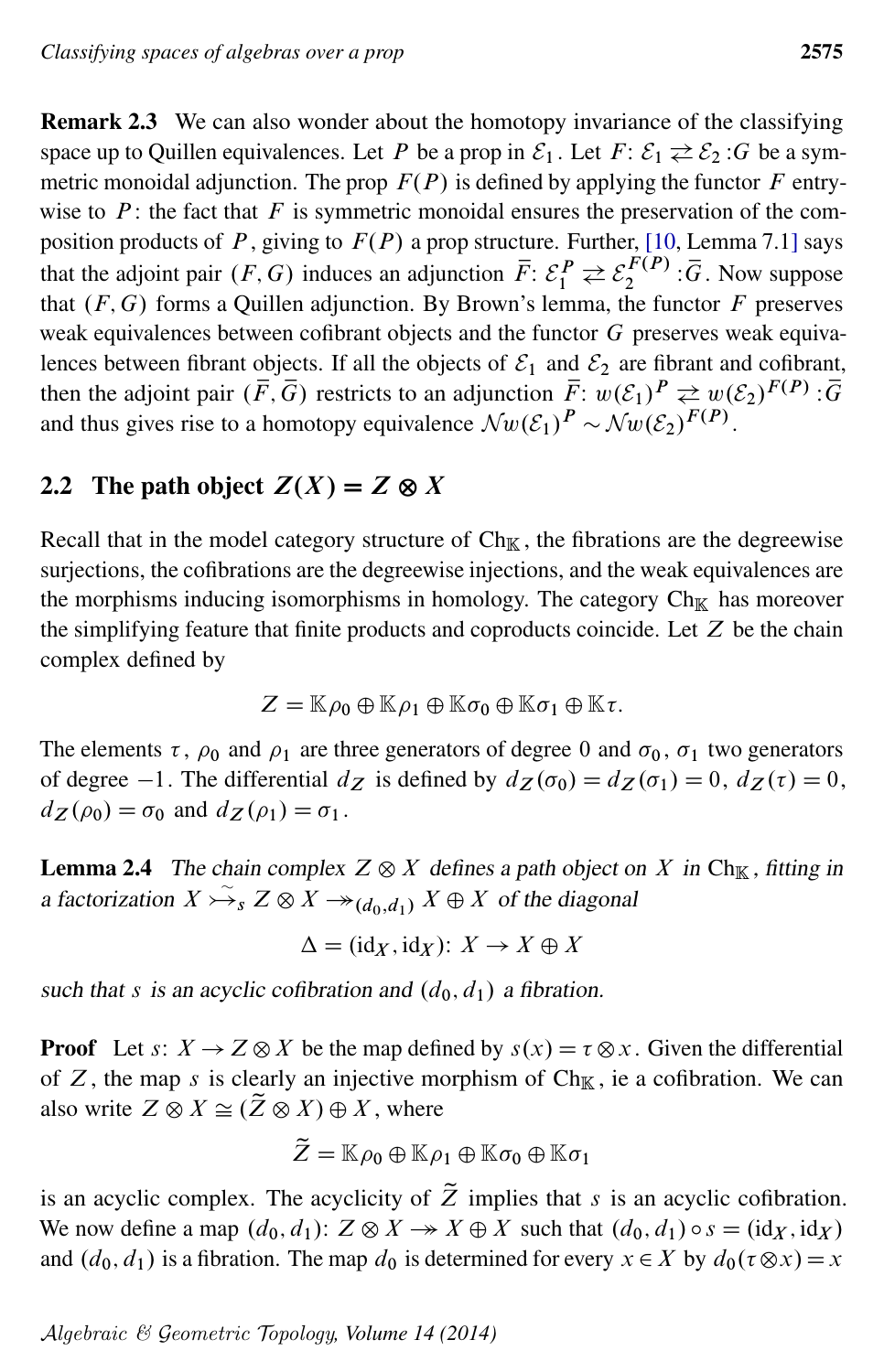**Remark 2.3** We can also wonder about the homotopy invariance of the classifying space up to Quillen equivalences. Let $P$ be a prop in $\mathcal{E}_1$. Let $F\colon \mathcal{E}_1 \rightleftarrows \mathcal{E}_2 \colon G$ be a symmetric monoidal adjunction. The prop $F(P)$ is defined by applying the functor $F$ entrywise to $P$: the fact that $F$ is symmetric monoidal ensures the preservation of the composition products of $P$, giving to $F(P)$ a prop structure. Further, [10, Lemma 7.1] says that the adjoint pair $(F,G)$ induces an adjunction $\bar{F}\colon \mathcal{E}_1^P \rightleftarrows \mathcal{E}_2^{F(P)} \colon \bar{G}$. Now suppose that $(F,G)$ forms a Quillen adjunction. By Brown's lemma, the functor $F$ preserves weak equivalences between cofibrant objects and the functor $G$ preserves weak equivalences between fibrant objects. If all the objects of $\mathcal{E}_1$ and $\mathcal{E}_2$ are fibrant and cofibrant, then the adjoint pair $(\bar{F},\bar{G})$ restricts to an adjunction $\bar{F}\colon w(\mathcal{E}_1)^P \rightleftarrows w(\mathcal{E}_2)^{F(P)} \colon \bar{G}$ and thus gives rise to a homotopy equivalence $\mathcal{N}w(\mathcal{E}_1)^P \sim \mathcal{N}w(\mathcal{E}_2)^{F(P)}$.

## 2.2 The path object $Z(X) = Z \otimes X$

Recall that in the model category structure of $\mathrm{Ch}_{\mathbb{K}}$, the fibrations are the degreewise surjections, the cofibrations are the degreewise injections, and the weak equivalences are the morphisms inducing isomorphisms in homology. The category $\mathrm{Ch}_{\mathbb{K}}$ has moreover the simplifying feature that finite products and coproducts coincide. Let $Z$ be the chain complex defined by

$$Z = \mathbb{K}\rho_0 \oplus \mathbb{K}\rho_1 \oplus \mathbb{K}\sigma_0 \oplus \mathbb{K}\sigma_1 \oplus \mathbb{K}\tau.$$

The elements $\tau$, $\rho_0$ and $\rho_1$ are three generators of degree $0$ and $\sigma_0$, $\sigma_1$ two generators of degree $-1$. The differential $d_Z$ is defined by $d_Z(\sigma_0) = d_Z(\sigma_1) = 0$, $d_Z(\tau) = 0$, $d_Z(\rho_0) = \sigma_0$ and $d_Z(\rho_1) = \sigma_1$.

**Lemma 2.4** *The chain complex $Z \otimes X$ defines a path object on $X$ in $\mathrm{Ch}_{\mathbb{K}}$, fitting in a factorization $X \overset{\sim}{\rightarrowtail}_s Z \otimes X \twoheadrightarrow_{(d_0,d_1)} X \oplus X$ of the diagonal*

$$\Delta = (\mathrm{id}_X, \mathrm{id}_X)\colon X \to X \oplus X$$

*such that $s$ is an acyclic cofibration and $(d_0,d_1)$ a fibration.*

**Proof** Let $s\colon X \to Z \otimes X$ be the map defined by $s(x) = \tau \otimes x$. Given the differential of $Z$, the map $s$ is clearly an injective morphism of $\mathrm{Ch}_{\mathbb{K}}$, ie a cofibration. We can also write $Z \otimes X \cong (\widetilde{Z} \otimes X) \oplus X$, where

$$\widetilde{Z} = \mathbb{K}\rho_0 \oplus \mathbb{K}\rho_1 \oplus \mathbb{K}\sigma_0 \oplus \mathbb{K}\sigma_1$$

is an acyclic complex. The acyclicity of $\widetilde{Z}$ implies that $s$ is an acyclic cofibration. We now define a map $(d_0,d_1)\colon Z \otimes X \twoheadrightarrow X \oplus X$ such that $(d_0,d_1) \circ s = (\mathrm{id}_X, \mathrm{id}_X)$ and $(d_0,d_1)$ is a fibration. The map $d_0$ is determined for every $x \in X$ by $d_0(\tau \otimes x) = x$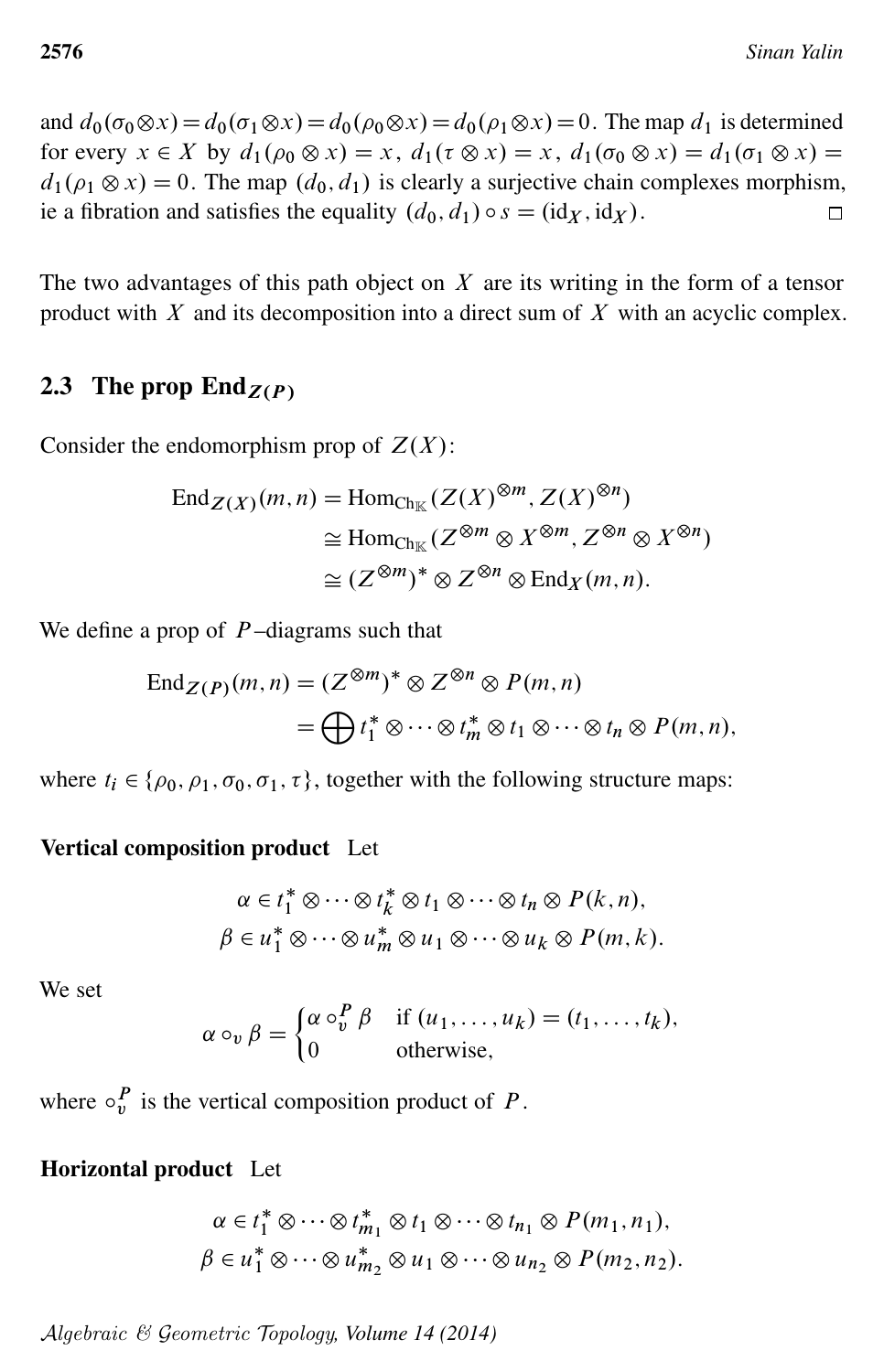and $d_0(\sigma_0\otimes x)=d_0(\sigma_1\otimes x)=d_0(\rho_0\otimes x)=d_0(\rho_1\otimes x)=0$. The map $d_1$ is determined for every $x\in X$ by $d_1(\rho_0\otimes x)=x$, $d_1(\tau\otimes x)=x$, $d_1(\sigma_0\otimes x)=d_1(\sigma_1\otimes x)=d_1(\rho_1\otimes x)=0$. The map $(d_0,d_1)$ is clearly a surjective chain complexes morphism, ie a fibration and satisfies the equality $(d_0,d_1)\circ s=(\mathrm{id}_X,\mathrm{id}_X)$. □

The two advantages of this path object on $X$ are its writing in the form of a tensor product with $X$ and its decomposition into a direct sum of $X$ with an acyclic complex.

## 2.3 The prop $\mathrm{End}_{Z(P)}$

Consider the endomorphism prop of $Z(X)$:

$$
\begin{aligned}
\mathrm{End}_{Z(X)}(m,n) &= \mathrm{Hom}_{\mathrm{Ch}_{\mathbb{K}}}(Z(X)^{\otimes m}, Z(X)^{\otimes n})\\
&\cong \mathrm{Hom}_{\mathrm{Ch}_{\mathbb{K}}}(Z^{\otimes m}\otimes X^{\otimes m}, Z^{\otimes n}\otimes X^{\otimes n})\\
&\cong (Z^{\otimes m})^*\otimes Z^{\otimes n}\otimes \mathrm{End}_X(m,n).
\end{aligned}
$$

We define a prop of $P$–diagrams such that

$$
\begin{aligned}
\mathrm{End}_{Z(P)}(m,n) &= (Z^{\otimes m})^*\otimes Z^{\otimes n}\otimes P(m,n)\\
&= \bigoplus t_1^*\otimes\cdots\otimes t_m^*\otimes t_1\otimes\cdots\otimes t_n\otimes P(m,n),
\end{aligned}
$$

where $t_i\in\{\rho_0,\rho_1,\sigma_0,\sigma_1,\tau\}$, together with the following structure maps:

**Vertical composition product** Let

$$
\begin{aligned}
\alpha &\in t_1^*\otimes\cdots\otimes t_k^*\otimes t_1\otimes\cdots\otimes t_n\otimes P(k,n),\\
\beta &\in u_1^*\otimes\cdots\otimes u_m^*\otimes u_1\otimes\cdots\otimes u_k\otimes P(m,k).
\end{aligned}
$$

We set

$$
\alpha\circ_v\beta=\begin{cases}\alpha\circ_v^P\beta & \text{if } (u_1,\dots,u_k)=(t_1,\dots,t_k),\\ 0 & \text{otherwise,}\end{cases}
$$

where $\circ_v^P$ is the vertical composition product of $P$.

**Horizontal product** Let

$$
\begin{aligned}
\alpha &\in t_1^*\otimes\cdots\otimes t_{m_1}^*\otimes t_1\otimes\cdots\otimes t_{n_1}\otimes P(m_1,n_1),\\
\beta &\in u_1^*\otimes\cdots\otimes u_{m_2}^*\otimes u_1\otimes\cdots\otimes u_{n_2}\otimes P(m_2,n_2).
\end{aligned}
$$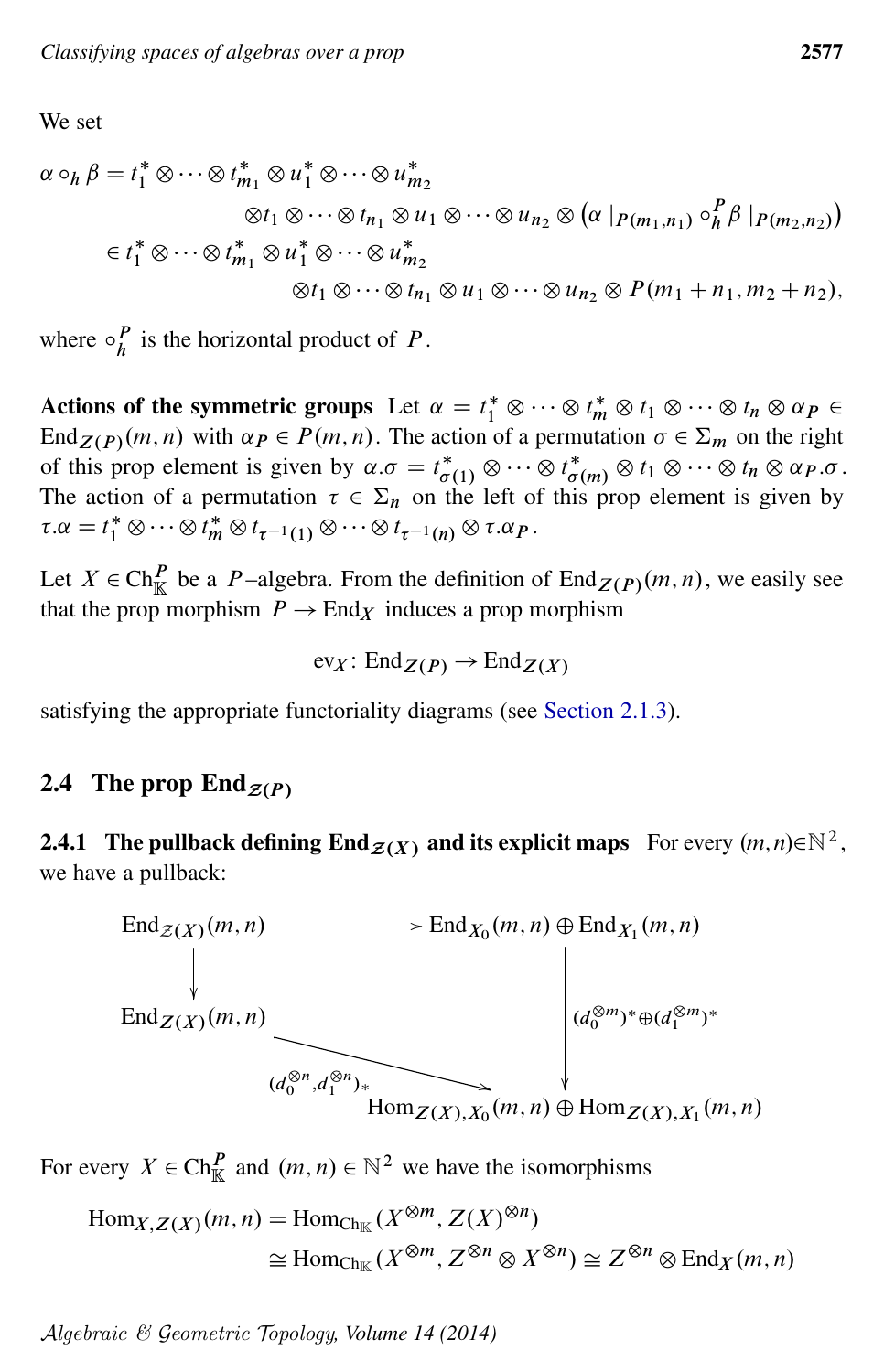We set

$$
\begin{aligned}
\alpha \circ_h \beta = t_1^* \otimes \cdots \otimes t_{m_1}^* \otimes u_1^* \otimes \cdots \otimes u_{m_2}^* \\
\otimes t_1 \otimes \cdots \otimes t_{n_1} \otimes u_1 \otimes \cdots \otimes u_{n_2} \otimes \left(\alpha\,|_{P(m_1,n_1)} \circ_h^P \beta\,|_{P(m_2,n_2)}\right) \\
\in t_1^* \otimes \cdots \otimes t_{m_1}^* \otimes u_1^* \otimes \cdots \otimes u_{m_2}^* \\
\otimes t_1 \otimes \cdots \otimes t_{n_1} \otimes u_1 \otimes \cdots \otimes u_{n_2} \otimes P(m_1+n_1, m_2+n_2),
\end{aligned}
$$

where $\circ_h^P$ is the horizontal product of $P$.

**Actions of the symmetric groups** Let $\alpha = t_1^* \otimes \cdots \otimes t_m^* \otimes t_1 \otimes \cdots \otimes t_n \otimes \alpha_P \in \mathrm{End}_{Z(P)}(m,n)$ with $\alpha_P \in P(m,n)$. The action of a permutation $\sigma \in \Sigma_m$ on the right of this prop element is given by $\alpha.\sigma = t_{\sigma(1)}^* \otimes \cdots \otimes t_{\sigma(m)}^* \otimes t_1 \otimes \cdots \otimes t_n \otimes \alpha_P.\sigma$. The action of a permutation $\tau \in \Sigma_n$ on the left of this prop element is given by $\tau.\alpha = t_1^* \otimes \cdots \otimes t_m^* \otimes t_{\tau^{-1}(1)} \otimes \cdots \otimes t_{\tau^{-1}(n)} \otimes \tau.\alpha_P$.

Let $X \in \mathrm{Ch}_{\mathbb{K}}^P$ be a $P$–algebra. From the definition of $\mathrm{End}_{Z(P)}(m,n)$, we easily see that the prop morphism $P \to \mathrm{End}_X$ induces a prop morphism

$$\mathrm{ev}_X \colon \mathrm{End}_{Z(P)} \to \mathrm{End}_{Z(X)}$$

satisfying the appropriate functoriality diagrams (see Section 2.1.3).

## 2.4 The prop $\mathrm{End}_{\mathcal{Z}(P)}$

**2.4.1 The pullback defining $\mathrm{End}_{\mathcal{Z}(X)}$ and its explicit maps** For every $(m,n) \in \mathbb{N}^2$, we have a pullback:

$$
\begin{array}{ccc}
\mathrm{End}_{\mathcal{Z}(X)}(m,n) & \longrightarrow & \mathrm{End}_{X_0}(m,n) \oplus \mathrm{End}_{X_1}(m,n) \\
\downarrow & & \downarrow {\scriptstyle (d_0^{\otimes m})^* \oplus (d_1^{\otimes m})^*} \\
\mathrm{End}_{Z(X)}(m,n) & \xrightarrow{(d_0^{\otimes n}, d_1^{\otimes n})_*} & \mathrm{Hom}_{Z(X),X_0}(m,n) \oplus \mathrm{Hom}_{Z(X),X_1}(m,n)
\end{array}
$$

For every $X \in \mathrm{Ch}_{\mathbb{K}}^P$ and $(m,n) \in \mathbb{N}^2$ we have the isomorphisms

$$
\begin{aligned}
\mathrm{Hom}_{X,Z(X)}(m,n) &= \mathrm{Hom}_{\mathrm{Ch}_{\mathbb{K}}}(X^{\otimes m}, Z(X)^{\otimes n}) \\
&\cong \mathrm{Hom}_{\mathrm{Ch}_{\mathbb{K}}}(X^{\otimes m}, Z^{\otimes n} \otimes X^{\otimes n}) \cong Z^{\otimes n} \otimes \mathrm{End}_X(m,n)
\end{aligned}
$$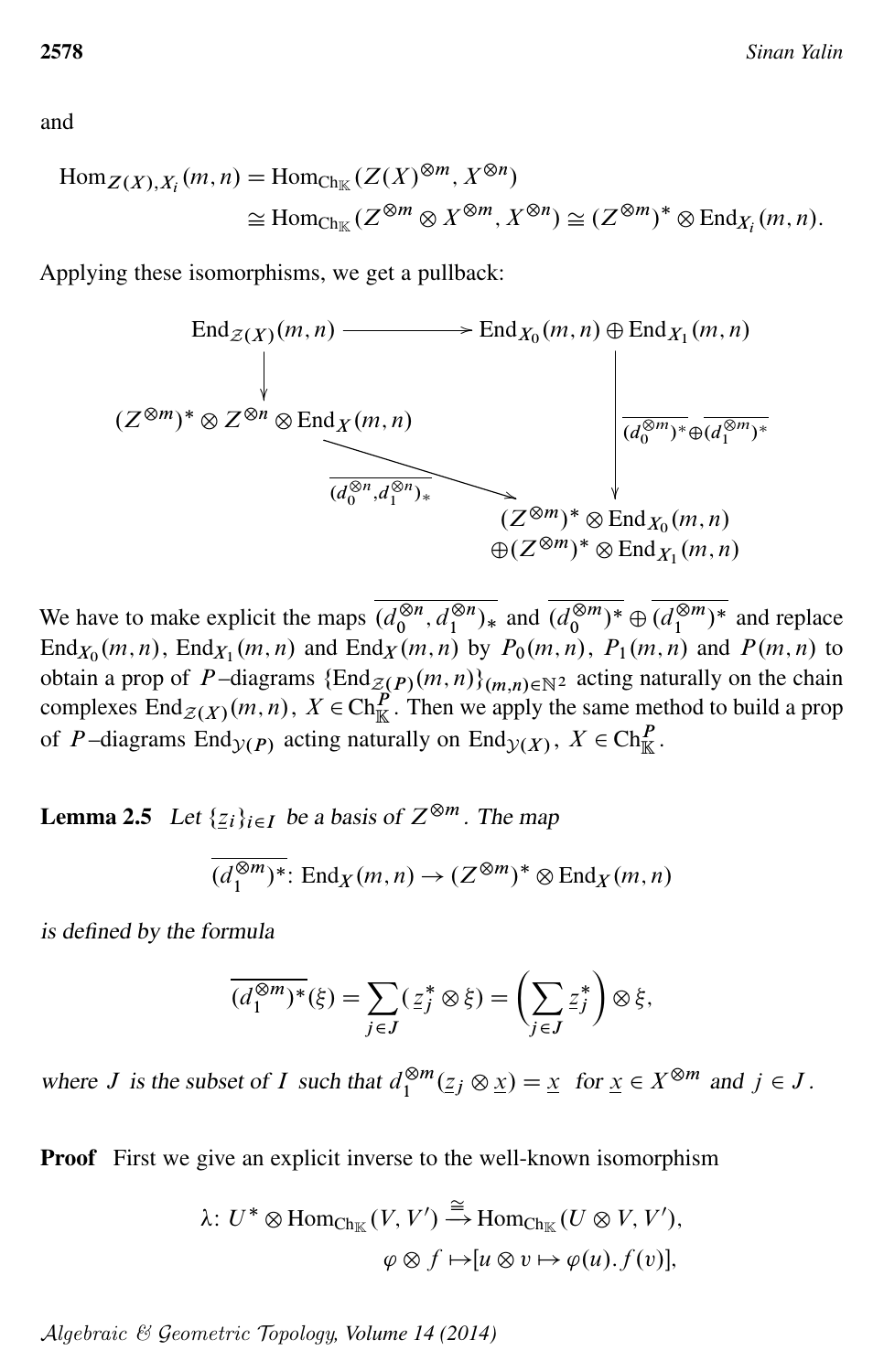and

$$\mathrm{Hom}_{Z(X),X_i}(m,n) = \mathrm{Hom}_{\mathrm{Ch}_{\mathbb{K}}}(Z(X)^{\otimes m}, X^{\otimes n})$$
$$\cong \mathrm{Hom}_{\mathrm{Ch}_{\mathbb{K}}}(Z^{\otimes m}\otimes X^{\otimes m}, X^{\otimes n}) \cong (Z^{\otimes m})^*\otimes \mathrm{End}_{X_i}(m,n).$$

Applying these isomorphisms, we get a pullback:

$$\begin{array}{ccc}
\mathrm{End}_{\mathcal{Z}(X)}(m,n) & \longrightarrow & \mathrm{End}_{X_0}(m,n)\oplus \mathrm{End}_{X_1}(m,n) \\
\downarrow & & \downarrow {\scriptstyle \overline{(d_0^{\otimes m})^*}\oplus\overline{(d_1^{\otimes m})^*}} \\
(Z^{\otimes m})^*\otimes Z^{\otimes n}\otimes \mathrm{End}_X(m,n) & \xrightarrow{\overline{(d_0^{\otimes n},d_1^{\otimes n})_*}} & (Z^{\otimes m})^*\otimes \mathrm{End}_{X_0}(m,n) \oplus (Z^{\otimes m})^*\otimes \mathrm{End}_{X_1}(m,n)
\end{array}$$

We have to make explicit the maps $\overline{(d_0^{\otimes n}, d_1^{\otimes n})_*}$ and $\overline{(d_0^{\otimes m})^*}\oplus\overline{(d_1^{\otimes m})^*}$ and replace $\mathrm{End}_{X_0}(m,n)$, $\mathrm{End}_{X_1}(m,n)$ and $\mathrm{End}_X(m,n)$ by $P_0(m,n)$, $P_1(m,n)$ and $P(m,n)$ to obtain a prop of $P$–diagrams $\{\mathrm{End}_{\mathcal{Z}(P)}(m,n)\}_{(m,n)\in\mathbb{N}^2}$ acting naturally on the chain complexes $\mathrm{End}_{\mathcal{Z}(X)}(m,n)$, $X\in \mathrm{Ch}_{\mathbb{K}}^P$. Then we apply the same method to build a prop of $P$–diagrams $\mathrm{End}_{\mathcal{Y}(P)}$ acting naturally on $\mathrm{End}_{\mathcal{Y}(X)}$, $X\in\mathrm{Ch}_{\mathbb{K}}^P$.

**Lemma 2.5** *Let $\{\underline{z}_i\}_{i\in I}$ be a basis of $Z^{\otimes m}$. The map*

$$\overline{(d_1^{\otimes m})^*}\colon \mathrm{End}_X(m,n)\to (Z^{\otimes m})^*\otimes \mathrm{End}_X(m,n)$$

*is defined by the formula*

$$\overline{(d_1^{\otimes m})^*}(\xi) = \sum_{j\in J}(\underline{z}_j^*\otimes\xi) = \left(\sum_{j\in J}\underline{z}_j^*\right)\otimes\xi,$$

*where $J$ is the subset of $I$ such that $d_1^{\otimes m}(\underline{z}_j\otimes\underline{x}) = \underline{x}$ for $\underline{x}\in X^{\otimes m}$ and $j\in J$.*

**Proof** First we give an explicit inverse to the well-known isomorphism

$$\lambda\colon U^*\otimes \mathrm{Hom}_{\mathrm{Ch}_{\mathbb{K}}}(V,V') \xrightarrow{\cong} \mathrm{Hom}_{\mathrm{Ch}_{\mathbb{K}}}(U\otimes V, V'),$$
$$\varphi\otimes f\mapsto [u\otimes v\mapsto \varphi(u).f(v)],$$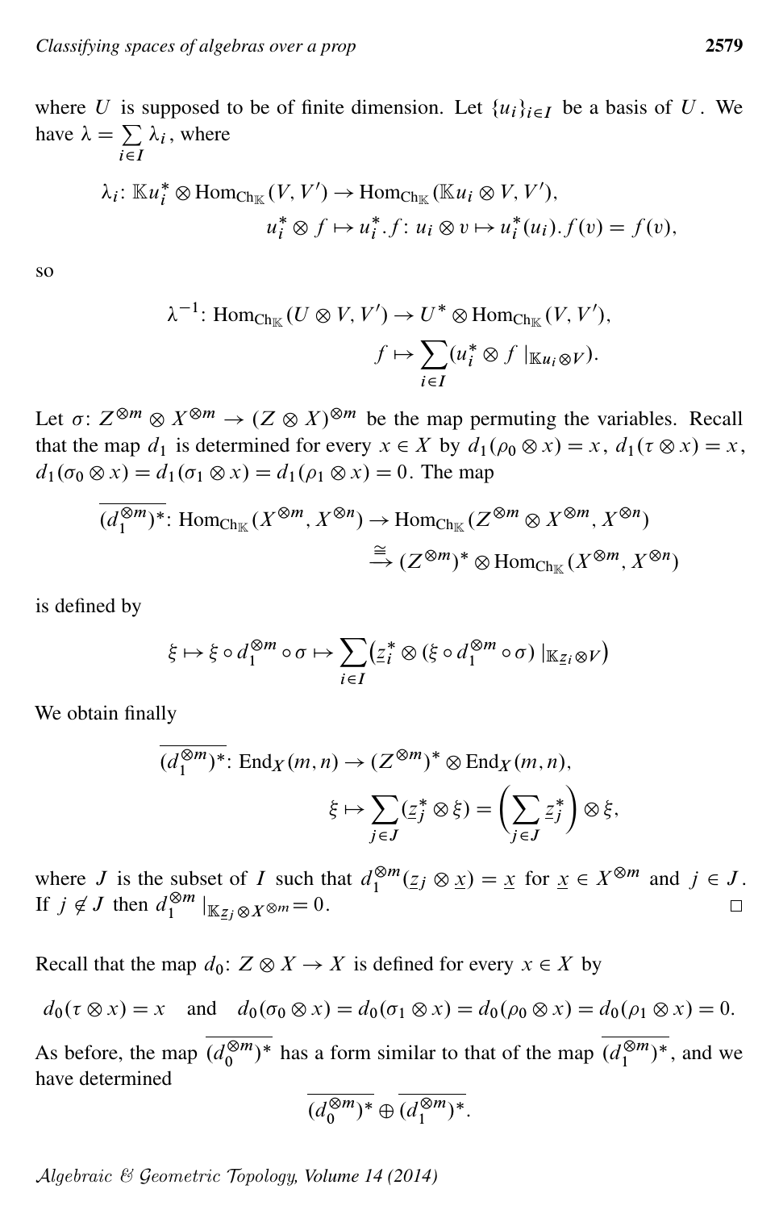where $U$ is supposed to be of finite dimension. Let $\{u_i\}_{i\in I}$ be a basis of $U$. We have $\lambda = \sum_{i\in I} \lambda_i$, where

$$\lambda_i\colon \mathbb{K}u_i^* \otimes \mathrm{Hom}_{\mathrm{Ch}_{\mathbb{K}}}(V, V') \to \mathrm{Hom}_{\mathrm{Ch}_{\mathbb{K}}}(\mathbb{K}u_i \otimes V, V'),$$
$$u_i^* \otimes f \mapsto u_i^*.f\colon u_i \otimes v \mapsto u_i^*(u_i).f(v) = f(v),$$

so

$$\lambda^{-1}\colon \mathrm{Hom}_{\mathrm{Ch}_{\mathbb{K}}}(U \otimes V, V') \to U^* \otimes \mathrm{Hom}_{\mathrm{Ch}_{\mathbb{K}}}(V, V'),$$
$$f \mapsto \sum_{i\in I} (u_i^* \otimes f\,|_{\mathbb{K}u_i \otimes V}).$$

Let $\sigma\colon Z^{\otimes m} \otimes X^{\otimes m} \to (Z \otimes X)^{\otimes m}$ be the map permuting the variables. Recall that the map $d_1$ is determined for every $x \in X$ by $d_1(\rho_0 \otimes x) = x$, $d_1(\tau \otimes x) = x$, $d_1(\sigma_0 \otimes x) = d_1(\sigma_1 \otimes x) = d_1(\rho_1 \otimes x) = 0$. The map

$$\overline{(d_1^{\otimes m})^*}\colon \mathrm{Hom}_{\mathrm{Ch}_{\mathbb{K}}}(X^{\otimes m}, X^{\otimes n}) \to \mathrm{Hom}_{\mathrm{Ch}_{\mathbb{K}}}(Z^{\otimes m} \otimes X^{\otimes m}, X^{\otimes n})$$
$$\xrightarrow{\cong} (Z^{\otimes m})^* \otimes \mathrm{Hom}_{\mathrm{Ch}_{\mathbb{K}}}(X^{\otimes m}, X^{\otimes n})$$

is defined by

$$\xi \mapsto \xi \circ d_1^{\otimes m} \circ \sigma \mapsto \sum_{i\in I} \big(\underline{z}_i^* \otimes (\xi \circ d_1^{\otimes m} \circ \sigma)\,|_{\mathbb{K}\underline{z}_i \otimes V}\big)$$

We obtain finally

$$\overline{(d_1^{\otimes m})^*}\colon \mathrm{End}_X(m,n) \to (Z^{\otimes m})^* \otimes \mathrm{End}_X(m,n),$$
$$\xi \mapsto \sum_{j\in J} (\underline{z}_j^* \otimes \xi) = \Bigg(\sum_{j\in J} \underline{z}_j^*\Bigg) \otimes \xi,$$

where $J$ is the subset of $I$ such that $d_1^{\otimes m}(\underline{z}_j \otimes \underline{x}) = \underline{x}$ for $\underline{x} \in X^{\otimes m}$ and $j \in J$. If $j \notin J$ then $d_1^{\otimes m}\,|_{\mathbb{K}\underline{z}_j \otimes X^{\otimes m}} = 0$. □

Recall that the map $d_0\colon Z \otimes X \to X$ is defined for every $x \in X$ by

$$d_0(\tau \otimes x) = x \quad \text{and} \quad d_0(\sigma_0 \otimes x) = d_0(\sigma_1 \otimes x) = d_0(\rho_0 \otimes x) = d_0(\rho_1 \otimes x) = 0.$$

As before, the map $\overline{(d_0^{\otimes m})^*}$ has a form similar to that of the map $\overline{(d_1^{\otimes m})^*}$, and we have determined

$$\overline{(d_0^{\otimes m})^*} \oplus \overline{(d_1^{\otimes m})^*}.$$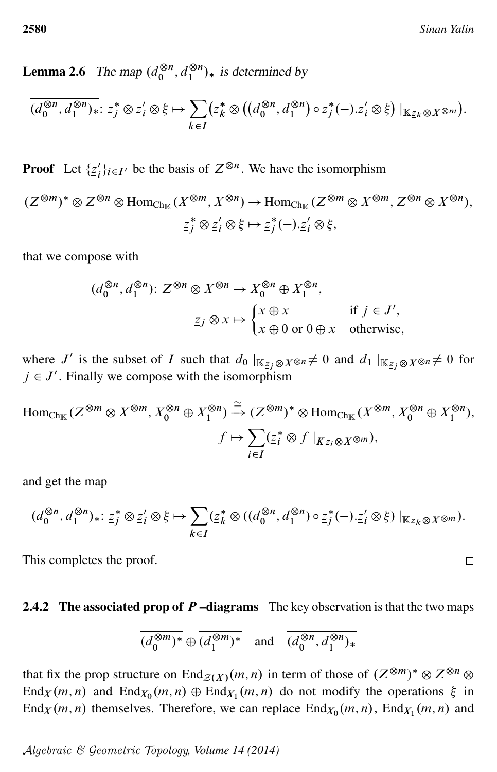**Lemma 2.6** *The map $\overline{(d_0^{\otimes n}, d_1^{\otimes n})_*}$ is determined by*

$$\overline{(d_0^{\otimes n}, d_1^{\otimes n})_*}\colon \underline{z}_j^* \otimes \underline{z}_i' \otimes \xi \mapsto \sum_{k\in I} \big(\underline{z}_k^* \otimes \big((d_0^{\otimes n}, d_1^{\otimes n}) \circ \underline{z}_j^*(-).\underline{z}_i' \otimes \xi\big) \mid_{\mathbb{K}\underline{z}_k \otimes X^{\otimes m}}\big).$$

**Proof** Let $\{\underline{z}_i'\}_{i\in I'}$ be the basis of $Z^{\otimes n}$. We have the isomorphism

$$(Z^{\otimes m})^* \otimes Z^{\otimes n} \otimes \mathrm{Hom}_{\mathrm{Ch}_{\mathbb{K}}}(X^{\otimes m}, X^{\otimes n}) \to \mathrm{Hom}_{\mathrm{Ch}_{\mathbb{K}}}(Z^{\otimes m} \otimes X^{\otimes m}, Z^{\otimes n} \otimes X^{\otimes n}),$$
$$\underline{z}_j^* \otimes \underline{z}_i' \otimes \xi \mapsto \underline{z}_j^*(-).\underline{z}_i' \otimes \xi,$$

that we compose with

$$(d_0^{\otimes n}, d_1^{\otimes n})\colon Z^{\otimes n} \otimes X^{\otimes n} \to X_0^{\otimes n} \oplus X_1^{\otimes n},$$
$$\underline{z}_j \otimes x \mapsto \begin{cases} x \oplus x & \text{if } j \in J', \\ x \oplus 0 \text{ or } 0 \oplus x & \text{otherwise,} \end{cases}$$

where $J'$ is the subset of $I$ such that $d_0 \mid_{\mathbb{K}\underline{z}_j \otimes X^{\otimes n}} \neq 0$ and $d_1 \mid_{\mathbb{K}\underline{z}_j \otimes X^{\otimes n}} \neq 0$ for $j \in J'$. Finally we compose with the isomorphism

$$\mathrm{Hom}_{\mathrm{Ch}_{\mathbb{K}}}(Z^{\otimes m} \otimes X^{\otimes m}, X_0^{\otimes n} \oplus X_1^{\otimes n}) \xrightarrow{\cong} (Z^{\otimes m})^* \otimes \mathrm{Hom}_{\mathrm{Ch}_{\mathbb{K}}}(X^{\otimes m}, X_0^{\otimes n} \oplus X_1^{\otimes n}),$$
$$f \mapsto \sum_{i\in I} (\underline{z}_i^* \otimes f \mid_{K z_i \otimes X^{\otimes m}}),$$

and get the map

$$\overline{(d_0^{\otimes n}, d_1^{\otimes n})_*}\colon \underline{z}_j^* \otimes \underline{z}_i' \otimes \xi \mapsto \sum_{k\in I} (\underline{z}_k^* \otimes ((d_0^{\otimes n}, d_1^{\otimes n}) \circ \underline{z}_j^*(-).\underline{z}_i' \otimes \xi) \mid_{\mathbb{K}\underline{z}_k \otimes X^{\otimes m}}).$$

This completes the proof. □

**2.4.2 The associated prop of *P*–diagrams** The key observation is that the two maps

$$\overline{(d_0^{\otimes m})^*} \oplus \overline{(d_1^{\otimes m})^*} \quad \text{and} \quad \overline{(d_0^{\otimes n}, d_1^{\otimes n})_*}$$

that fix the prop structure on $\mathrm{End}_{\mathcal{Z}(X)}(m,n)$ in term of those of $(Z^{\otimes m})^* \otimes Z^{\otimes n} \otimes \mathrm{End}_X(m,n)$ and $\mathrm{End}_{X_0}(m,n) \oplus \mathrm{End}_{X_1}(m,n)$ do not modify the operations $\xi$ in $\mathrm{End}_X(m,n)$ themselves. Therefore, we can replace $\mathrm{End}_{X_0}(m,n)$, $\mathrm{End}_{X_1}(m,n)$ and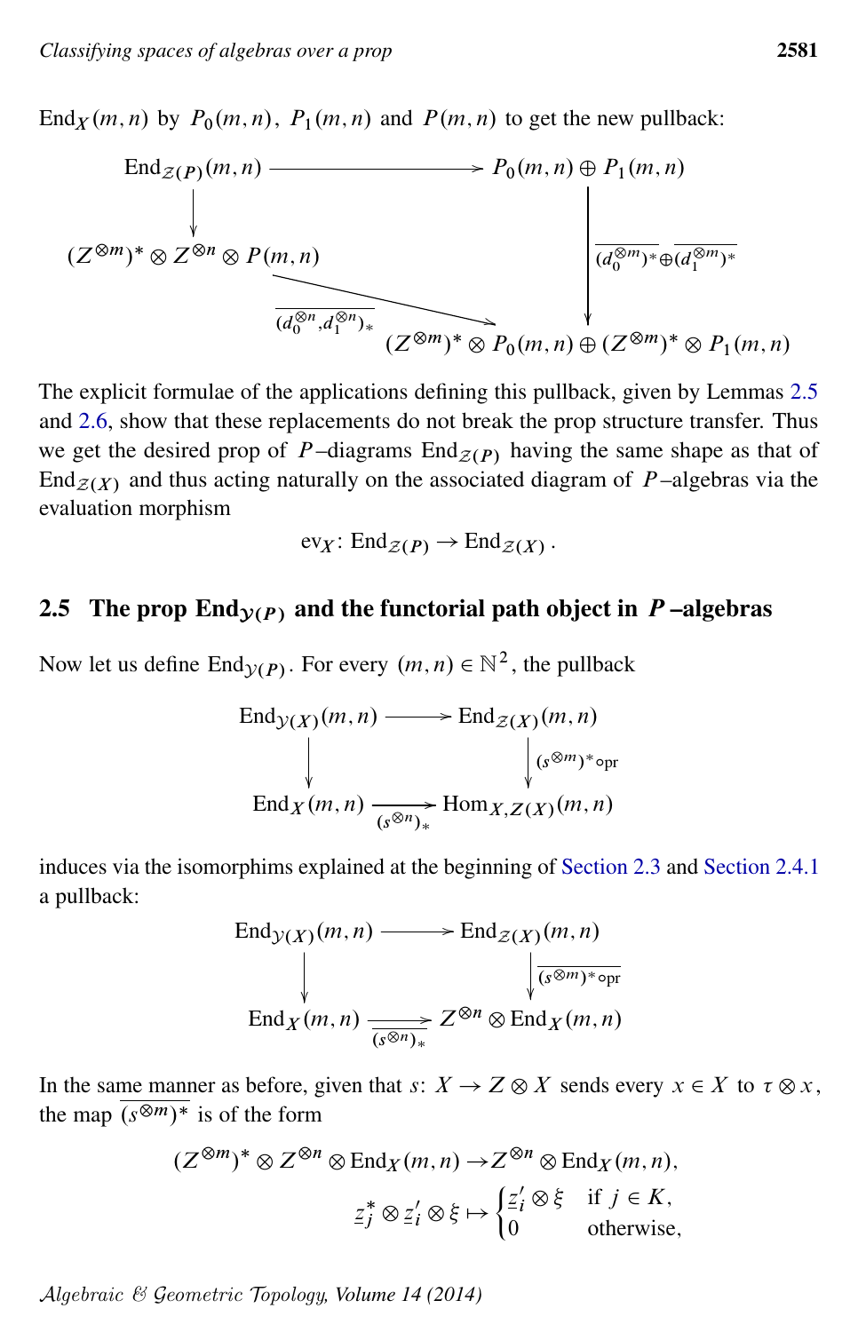$\mathrm{End}_X(m,n)$ by $P_0(m,n)$, $P_1(m,n)$ and $P(m,n)$ to get the new pullback:

$$\begin{array}{ccc}
\mathrm{End}_{\mathcal{Z}(P)}(m,n) & \longrightarrow & P_0(m,n)\oplus P_1(m,n) \\
\downarrow & & \downarrow {\scriptstyle \overline{(d_0^{\otimes m})^*}\oplus\overline{(d_1^{\otimes m})^*}} \\
(Z^{\otimes m})^*\otimes Z^{\otimes n}\otimes P(m,n) & \xrightarrow{\overline{(d_0^{\otimes n},d_1^{\otimes n})_*}} & (Z^{\otimes m})^*\otimes P_0(m,n)\oplus (Z^{\otimes m})^*\otimes P_1(m,n)
\end{array}$$

The explicit formulae of the applications defining this pullback, given by Lemmas 2.5 and 2.6, show that these replacements do not break the prop structure transfer. Thus we get the desired prop of $P$–diagrams $\mathrm{End}_{\mathcal{Z}(P)}$ having the same shape as that of $\mathrm{End}_{\mathcal{Z}(X)}$ and thus acting naturally on the associated diagram of $P$–algebras via the evaluation morphism

$$\mathrm{ev}_X\colon \mathrm{End}_{\mathcal{Z}(P)}\to \mathrm{End}_{\mathcal{Z}(X)}\,.$$

## 2.5 The prop $\mathrm{End}_{\mathcal{Y}(P)}$ and the functorial path object in $P$–algebras

Now let us define $\mathrm{End}_{\mathcal{Y}(P)}$. For every $(m,n)\in\mathbb{N}^2$, the pullback

$$\begin{array}{ccc}
\mathrm{End}_{\mathcal{Y}(X)}(m,n) & \longrightarrow & \mathrm{End}_{\mathcal{Z}(X)}(m,n) \\
\downarrow & & \downarrow {\scriptstyle (s^{\otimes m})^*\circ \mathrm{pr}} \\
\mathrm{End}_X(m,n) & \xrightarrow[(s^{\otimes n})_*]{} & \mathrm{Hom}_{X,Z(X)}(m,n)
\end{array}$$

induces via the isomorphims explained at the beginning of Section 2.3 and Section 2.4.1 a pullback:

$$\begin{array}{ccc}
\mathrm{End}_{\mathcal{Y}(X)}(m,n) & \longrightarrow & \mathrm{End}_{\mathcal{Z}(X)}(m,n) \\
\downarrow & & \downarrow {\scriptstyle \overline{(s^{\otimes m})^*\circ \mathrm{pr}}} \\
\mathrm{End}_X(m,n) & \xrightarrow[\overline{(s^{\otimes n})_*}]{} & Z^{\otimes n}\otimes \mathrm{End}_X(m,n)
\end{array}$$

In the same manner as before, given that $s\colon X\to Z\otimes X$ sends every $x\in X$ to $\tau\otimes x$, the map $\overline{(s^{\otimes m})^*}$ is of the form

$$(Z^{\otimes m})^*\otimes Z^{\otimes n}\otimes \mathrm{End}_X(m,n)\to Z^{\otimes n}\otimes \mathrm{End}_X(m,n),$$

$$\underline{z}_j^*\otimes \underline{z}_i'\otimes\xi \mapsto \begin{cases}\underline{z}_i'\otimes\xi & \text{if } j\in K,\\ 0 & \text{otherwise,}\end{cases}$$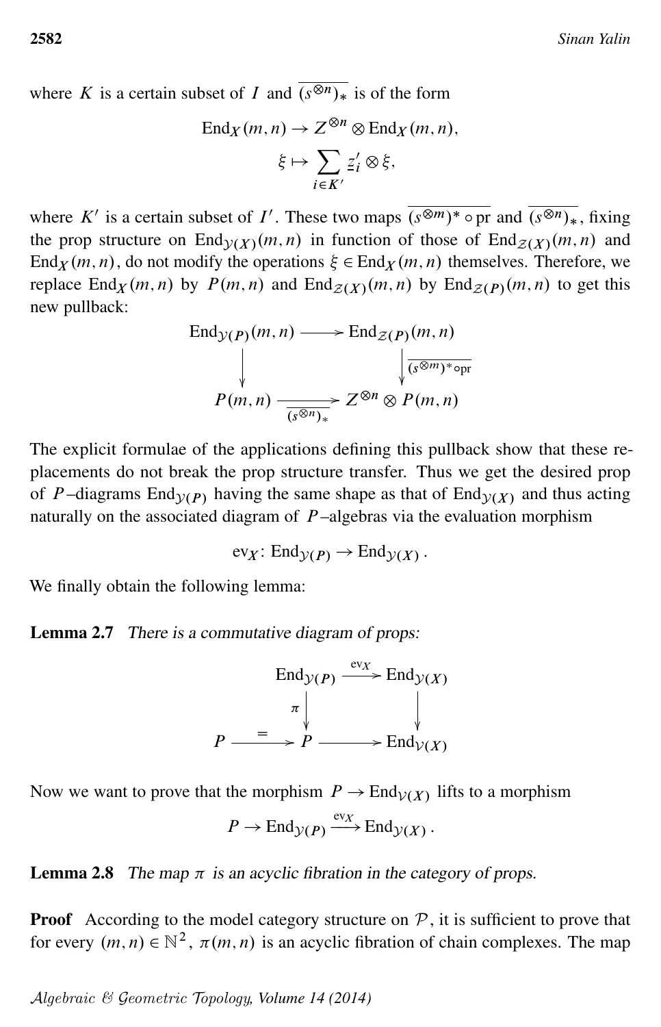where $K$ is a certain subset of $I$ and $\overline{(s^{\otimes n})_*}$ is of the form

$$\mathrm{End}_X(m,n) \to Z^{\otimes n} \otimes \mathrm{End}_X(m,n),$$
$$\xi \mapsto \sum_{i \in K'} \underline{z}'_i \otimes \xi,$$

where $K'$ is a certain subset of $I'$. These two maps $\overline{(s^{\otimes m})^* \circ \mathrm{pr}}$ and $\overline{(s^{\otimes n})_*}$, fixing the prop structure on $\mathrm{End}_{\mathcal{Y}(X)}(m,n)$ in function of those of $\mathrm{End}_{\mathcal{Z}(X)}(m,n)$ and $\mathrm{End}_X(m,n)$, do not modify the operations $\xi \in \mathrm{End}_X(m,n)$ themselves. Therefore, we replace $\mathrm{End}_X(m,n)$ by $P(m,n)$ and $\mathrm{End}_{\mathcal{Z}(X)}(m,n)$ by $\mathrm{End}_{\mathcal{Z}(P)}(m,n)$ to get this new pullback:

$$\begin{array}{ccc}
\mathrm{End}_{\mathcal{Y}(P)}(m,n) & \longrightarrow & \mathrm{End}_{\mathcal{Z}(P)}(m,n) \\
\downarrow & & \downarrow {\scriptstyle \overline{(s^{\otimes m})^* \circ \mathrm{pr}}} \\
P(m,n) & \xrightarrow[\overline{(s^{\otimes n})_*}]{} & Z^{\otimes n} \otimes P(m,n)
\end{array}$$

The explicit formulae of the applications defining this pullback show that these replacements do not break the prop structure transfer. Thus we get the desired prop of $P$–diagrams $\mathrm{End}_{\mathcal{Y}(P)}$ having the same shape as that of $\mathrm{End}_{\mathcal{Y}(X)}$ and thus acting naturally on the associated diagram of $P$–algebras via the evaluation morphism

$$\mathrm{ev}_X\colon \mathrm{End}_{\mathcal{Y}(P)} \to \mathrm{End}_{\mathcal{Y}(X)}.$$

We finally obtain the following lemma:

**Lemma 2.7** *There is a commutative diagram of props:*

$$\begin{array}{ccccc}
 & & \mathrm{End}_{\mathcal{Y}(P)} & \xrightarrow{\mathrm{ev}_X} & \mathrm{End}_{\mathcal{Y}(X)} \\
 & & {\scriptstyle \pi}\downarrow & & \downarrow \\
P & \xrightarrow{=} & P & \longrightarrow & \mathrm{End}_{\mathcal{V}(X)}
\end{array}$$

Now we want to prove that the morphism $P \to \mathrm{End}_{\mathcal{V}(X)}$ lifts to a morphism

$$P \to \mathrm{End}_{\mathcal{Y}(P)} \xrightarrow{\mathrm{ev}_X} \mathrm{End}_{\mathcal{Y}(X)}.$$

**Lemma 2.8** *The map $\pi$ is an acyclic fibration in the category of props.*

**Proof** According to the model category structure on $\mathcal{P}$, it is sufficient to prove that for every $(m,n) \in \mathbb{N}^2$, $\pi(m,n)$ is an acyclic fibration of chain complexes. The map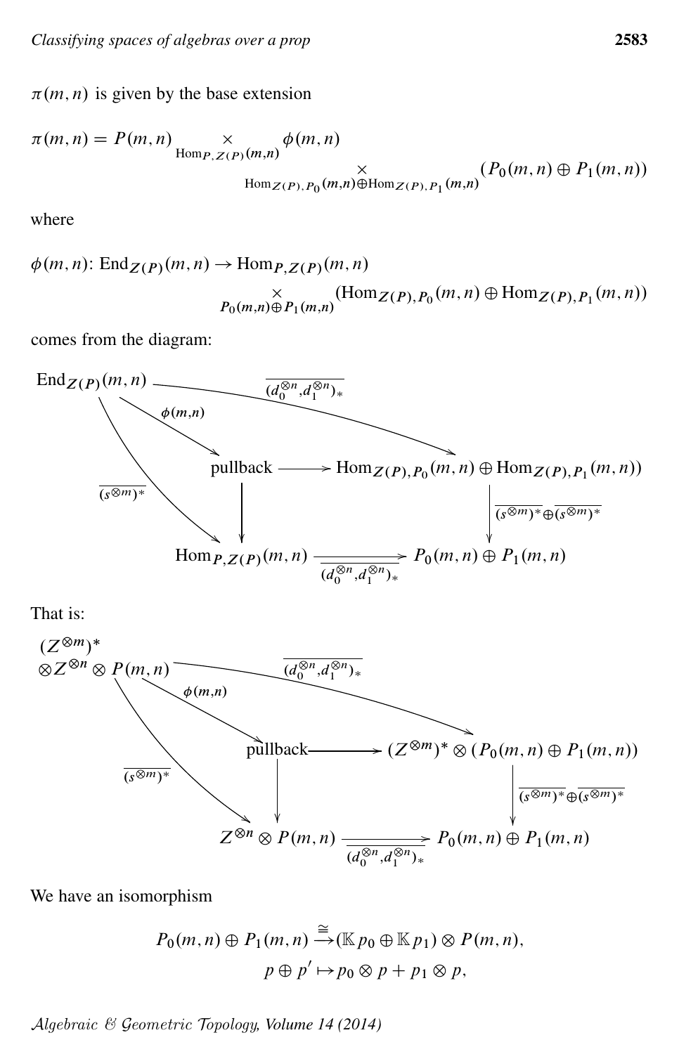$\pi(m,n)$ is given by the base extension

$$\pi(m,n) = P(m,n) \underset{\mathrm{Hom}_{P,Z(P)}(m,n)}{\times} \phi(m,n) \underset{\mathrm{Hom}_{Z(P),P_0}(m,n)\oplus \mathrm{Hom}_{Z(P),P_1}(m,n)}{\times} (P_0(m,n)\oplus P_1(m,n))$$

where

$$\phi(m,n)\colon \mathrm{End}_{Z(P)}(m,n) \to \mathrm{Hom}_{P,Z(P)}(m,n) \underset{P_0(m,n)\oplus P_1(m,n)}{\times} (\mathrm{Hom}_{Z(P),P_0}(m,n)\oplus \mathrm{Hom}_{Z(P),P_1}(m,n))$$

comes from the diagram:

$$\begin{array}{ccc}
\mathrm{End}_{Z(P)}(m,n) & \xrightarrow{\overline{(d_0^{\otimes n},d_1^{\otimes n})_*}} & \mathrm{Hom}_{Z(P),P_0}(m,n)\oplus \mathrm{Hom}_{Z(P),P_1}(m,n)) \\
 & \searrow^{\phi(m,n)} \quad \text{pullback} \longrightarrow & \downarrow{\scriptstyle \overline{(s^{\otimes m})^*}\oplus\overline{(s^{\otimes m})^*}} \\
\downarrow{\scriptstyle \overline{(s^{\otimes m})^*}} & \downarrow & \\
\mathrm{Hom}_{P,Z(P)}(m,n) & \xrightarrow[\overline{(d_0^{\otimes n},d_1^{\otimes n})_*}]{} & P_0(m,n)\oplus P_1(m,n)
\end{array}$$

That is:

$$\begin{array}{ccc}
(Z^{\otimes m})^*\otimes Z^{\otimes n}\otimes P(m,n) & \xrightarrow{\overline{(d_0^{\otimes n},d_1^{\otimes n})_*}} & (Z^{\otimes m})^*\otimes (P_0(m,n)\oplus P_1(m,n)) \\
 & \searrow^{\phi(m,n)} \quad \text{pullback} \longrightarrow & \downarrow{\scriptstyle \overline{(s^{\otimes m})^*}\oplus\overline{(s^{\otimes m})^*}} \\
\downarrow{\scriptstyle \overline{(s^{\otimes m})^*}} & \downarrow & \\
Z^{\otimes n}\otimes P(m,n) & \xrightarrow[\overline{(d_0^{\otimes n},d_1^{\otimes n})_*}]{} & P_0(m,n)\oplus P_1(m,n)
\end{array}$$

We have an isomorphism

$$P_0(m,n)\oplus P_1(m,n) \xrightarrow{\cong} (\mathbb{K}p_0\oplus \mathbb{K}p_1)\otimes P(m,n),$$
$$p\oplus p' \mapsto p_0\otimes p + p_1\otimes p,$$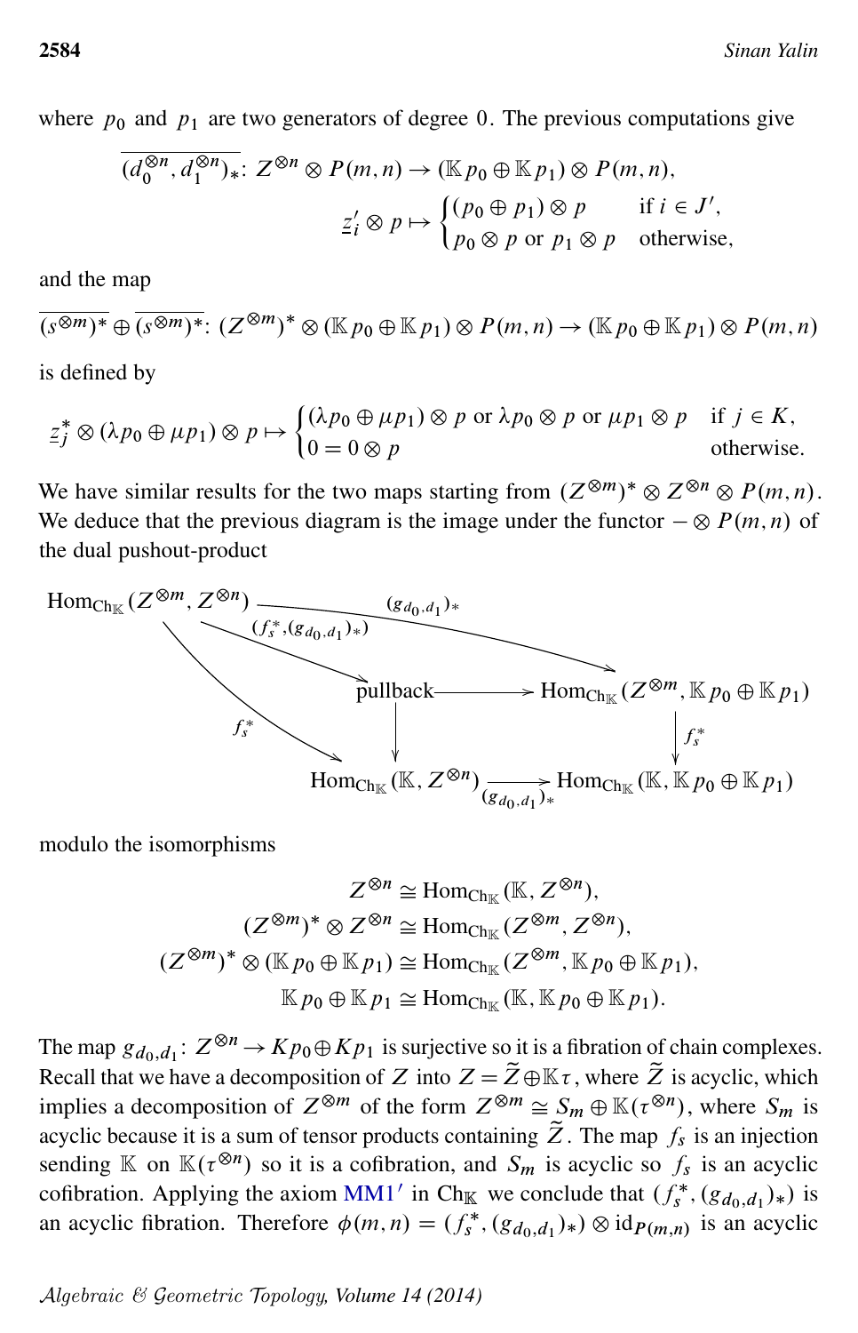where $p_0$ and $p_1$ are two generators of degree $0$. The previous computations give

$$\overline{(d_0^{\otimes n}, d_1^{\otimes n})_*}\colon Z^{\otimes n} \otimes P(m,n) \to (\mathbb{K}p_0 \oplus \mathbb{K}p_1) \otimes P(m,n),$$
$$\underline{z}'_i \otimes p \mapsto \begin{cases} (p_0 \oplus p_1) \otimes p & \text{if } i \in J', \\ p_0 \otimes p \text{ or } p_1 \otimes p & \text{otherwise,} \end{cases}$$

and the map

$$\overline{(s^{\otimes m})^*} \oplus \overline{(s^{\otimes m})^*}\colon (Z^{\otimes m})^* \otimes (\mathbb{K}p_0 \oplus \mathbb{K}p_1) \otimes P(m,n) \to (\mathbb{K}p_0 \oplus \mathbb{K}p_1) \otimes P(m,n)$$

is defined by

$$\underline{z}_j^* \otimes (\lambda p_0 \oplus \mu p_1) \otimes p \mapsto \begin{cases} (\lambda p_0 \oplus \mu p_1) \otimes p \text{ or } \lambda p_0 \otimes p \text{ or } \mu p_1 \otimes p & \text{if } j \in K, \\ 0 = 0 \otimes p & \text{otherwise.} \end{cases}$$

We have similar results for the two maps starting from $(Z^{\otimes m})^* \otimes Z^{\otimes n} \otimes P(m,n)$. We deduce that the previous diagram is the image under the functor $- \otimes P(m,n)$ of the dual pushout-product

$$\begin{array}{ccccc}
\mathrm{Hom}_{\mathrm{Ch}_{\mathbb{K}}}(Z^{\otimes m}, Z^{\otimes n}) & \xrightarrow{(f_s^*,(g_{d_0,d_1})_*)} & \text{pullback} & \longrightarrow & \mathrm{Hom}_{\mathrm{Ch}_{\mathbb{K}}}(Z^{\otimes m}, \mathbb{K}p_0 \oplus \mathbb{K}p_1) \\
 & {\scriptstyle f_s^*}\searrow & \downarrow & & \downarrow {\scriptstyle f_s^*} \\
 & & \mathrm{Hom}_{\mathrm{Ch}_{\mathbb{K}}}(\mathbb{K}, Z^{\otimes n}) & \xrightarrow[(g_{d_0,d_1})_*]{} & \mathrm{Hom}_{\mathrm{Ch}_{\mathbb{K}}}(\mathbb{K}, \mathbb{K}p_0 \oplus \mathbb{K}p_1)
\end{array}$$

(with the top map $(g_{d_0,d_1})_*\colon \mathrm{Hom}_{\mathrm{Ch}_{\mathbb{K}}}(Z^{\otimes m}, Z^{\otimes n}) \to \mathrm{Hom}_{\mathrm{Ch}_{\mathbb{K}}}(Z^{\otimes m}, \mathbb{K}p_0 \oplus \mathbb{K}p_1)$)

modulo the isomorphisms

$$Z^{\otimes n} \cong \mathrm{Hom}_{\mathrm{Ch}_{\mathbb{K}}}(\mathbb{K}, Z^{\otimes n}),$$
$$(Z^{\otimes m})^* \otimes Z^{\otimes n} \cong \mathrm{Hom}_{\mathrm{Ch}_{\mathbb{K}}}(Z^{\otimes m}, Z^{\otimes n}),$$
$$(Z^{\otimes m})^* \otimes (\mathbb{K}p_0 \oplus \mathbb{K}p_1) \cong \mathrm{Hom}_{\mathrm{Ch}_{\mathbb{K}}}(Z^{\otimes m}, \mathbb{K}p_0 \oplus \mathbb{K}p_1),$$
$$\mathbb{K}p_0 \oplus \mathbb{K}p_1 \cong \mathrm{Hom}_{\mathrm{Ch}_{\mathbb{K}}}(\mathbb{K}, \mathbb{K}p_0 \oplus \mathbb{K}p_1).$$

The map $g_{d_0,d_1}\colon Z^{\otimes n} \to Kp_0 \oplus Kp_1$ is surjective so it is a fibration of chain complexes. Recall that we have a decomposition of $Z$ into $Z = \widetilde{Z} \oplus \mathbb{K}\tau$, where $\widetilde{Z}$ is acyclic, which implies a decomposition of $Z^{\otimes m}$ of the form $Z^{\otimes m} \cong S_m \oplus \mathbb{K}(\tau^{\otimes n})$, where $S_m$ is acyclic because it is a sum of tensor products containing $\widetilde{Z}$. The map $f_s$ is an injection sending $\mathbb{K}$ on $\mathbb{K}(\tau^{\otimes n})$ so it is a cofibration, and $S_m$ is acyclic so $f_s$ is an acyclic cofibration. Applying the axiom MM1′ in $\mathrm{Ch}_{\mathbb{K}}$ we conclude that $(f_s^*, (g_{d_0,d_1})_*)$ is an acyclic fibration. Therefore $\phi(m,n) = (f_s^*, (g_{d_0,d_1})_*) \otimes \mathrm{id}_{P(m,n)}$ is an acyclic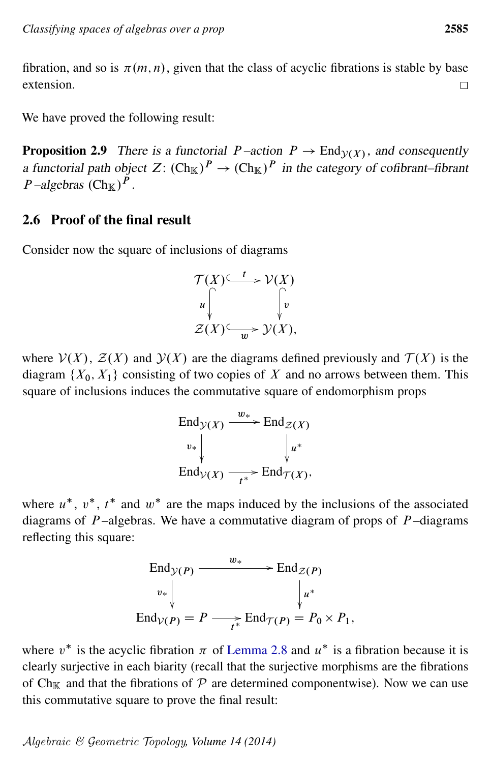fibration, and so is $\pi(m,n)$, given that the class of acyclic fibrations is stable by base extension. $\square$

We have proved the following result:

**Proposition 2.9** *There is a functorial $P$–action $P \to \mathrm{End}_{\mathcal{Y}(X)}$, and consequently a functorial path object $Z\colon (\mathrm{Ch}_{\mathbb{K}})^P \to (\mathrm{Ch}_{\mathbb{K}})^P$ in the category of cofibrant–fibrant $P$–algebras $(\mathrm{Ch}_{\mathbb{K}})^P$.*

## 2.6 Proof of the final result

Consider now the square of inclusions of diagrams

$$\begin{array}{ccc} \mathcal{T}(X) & \xhookrightarrow{\ t\ } & \mathcal{V}(X) \\ {\scriptstyle u}\big\downarrow & & \big\downarrow{\scriptstyle v} \\ \mathcal{Z}(X) & \xhookrightarrow[\ w\ ]{} & \mathcal{Y}(X), \end{array}$$

where $\mathcal{V}(X)$, $\mathcal{Z}(X)$ and $\mathcal{Y}(X)$ are the diagrams defined previously and $\mathcal{T}(X)$ is the diagram $\{X_0, X_1\}$ consisting of two copies of $X$ and no arrows between them. This square of inclusions induces the commutative square of endomorphism props

$$\begin{array}{ccc} \mathrm{End}_{\mathcal{Y}(X)} & \xrightarrow{\ w_*\ } & \mathrm{End}_{\mathcal{Z}(X)} \\ {\scriptstyle v_*}\big\downarrow & & \big\downarrow{\scriptstyle u^*} \\ \mathrm{End}_{\mathcal{V}(X)} & \xrightarrow[\ t^*\ ]{} & \mathrm{End}_{\mathcal{T}(X)}, \end{array}$$

where $u^*$, $v^*$, $t^*$ and $w^*$ are the maps induced by the inclusions of the associated diagrams of $P$–algebras. We have a commutative diagram of props of $P$–diagrams reflecting this square:

$$\begin{array}{ccc} \mathrm{End}_{\mathcal{Y}(P)} & \xrightarrow{\ w_*\ } & \mathrm{End}_{\mathcal{Z}(P)} \\ {\scriptstyle v_*}\big\downarrow & & \big\downarrow{\scriptstyle u^*} \\ \mathrm{End}_{\mathcal{V}(P)} = P & \xrightarrow[\ t^*\ ]{} & \mathrm{End}_{\mathcal{T}(P)} = P_0 \times P_1, \end{array}$$

where $v^*$ is the acyclic fibration $\pi$ of Lemma 2.8 and $u^*$ is a fibration because it is clearly surjective in each biarity (recall that the surjective morphisms are the fibrations of $\mathrm{Ch}_{\mathbb{K}}$ and that the fibrations of $\mathcal{P}$ are determined componentwise). Now we can use this commutative square to prove the final result: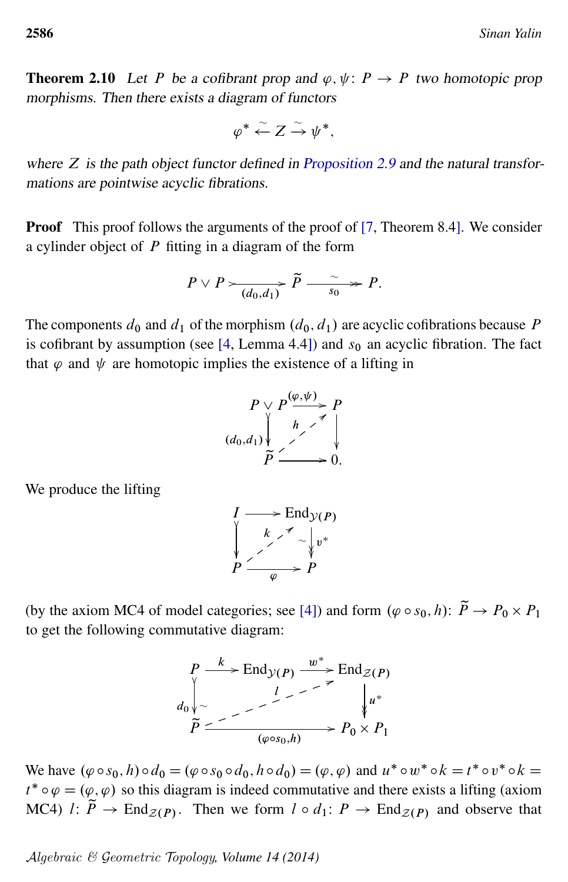**Theorem 2.10** *Let $P$ be a cofibrant prop and $\varphi,\psi\colon P\to P$ two homotopic prop morphisms. Then there exists a diagram of functors*

$$\varphi^*\xleftarrow{\sim} Z\xrightarrow{\sim}\psi^*,$$

*where $Z$ is the path object functor defined in Proposition 2.9 and the natural transformations are pointwise acyclic fibrations.*

**Proof** This proof follows the arguments of the proof of [7, Theorem 8.4]. We consider a cylinder object of $P$ fitting in a diagram of the form

$$P\vee P\xrightarrow[(d_0,d_1)]{}\widetilde{P}\xrightarrow[s_0]{\sim}P.$$

The components $d_0$ and $d_1$ of the morphism $(d_0,d_1)$ are acyclic cofibrations because $P$ is cofibrant by assumption (see [4, Lemma 4.4]) and $s_0$ an acyclic fibration. The fact that $\varphi$ and $\psi$ are homotopic implies the existence of a lifting in

$$\begin{array}{ccc} P\vee P & \xrightarrow{(\varphi,\psi)} & P \\ {\scriptstyle (d_0,d_1)}\downarrow & \overset{h}{\nearrow} & \downarrow \\ \widetilde{P} & \longrightarrow & 0. \end{array}$$

We produce the lifting

$$\begin{array}{ccc} I & \longrightarrow & \mathrm{End}_{\mathcal{Y}(P)} \\ \downarrow & \overset{k}{\nearrow} & \downarrow {\scriptstyle \sim\, v^*} \\ P & \xrightarrow[\varphi]{} & P \end{array}$$

(by the axiom MC4 of model categories; see [4]) and form $(\varphi\circ s_0,h)\colon\widetilde{P}\to P_0\times P_1$ to get the following commutative diagram:

$$\begin{array}{ccccc} P & \xrightarrow{k} & \mathrm{End}_{\mathcal{Y}(P)} & \xrightarrow{w^*} & \mathrm{End}_{\mathcal{Z}(P)} \\ {\scriptstyle d_0}\downarrow{\scriptstyle \sim} & & \overset{l}{\nearrow} & & \downarrow{\scriptstyle u^*} \\ \widetilde{P} & & \xrightarrow[(\varphi\circ s_0,h)]{} & & P_0\times P_1 \end{array}$$

We have $(\varphi\circ s_0,h)\circ d_0=(\varphi\circ s_0\circ d_0,h\circ d_0)=(\varphi,\varphi)$ and $u^*\circ w^*\circ k=t^*\circ v^*\circ k=t^*\circ\varphi=(\varphi,\varphi)$ so this diagram is indeed commutative and there exists a lifting (axiom MC4) $l\colon\widetilde{P}\to\mathrm{End}_{\mathcal{Z}(P)}$. Then we form $l\circ d_1\colon P\to\mathrm{End}_{\mathcal{Z}(P)}$ and observe that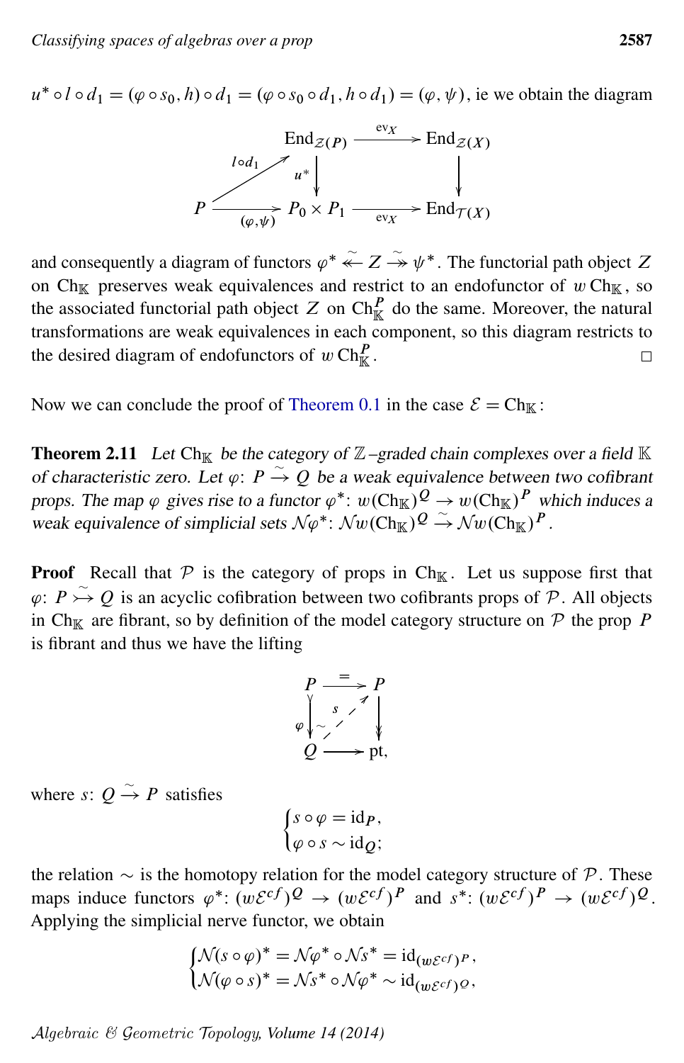$u^* \circ l \circ d_1 = (\varphi \circ s_0, h) \circ d_1 = (\varphi \circ s_0 \circ d_1, h \circ d_1) = (\varphi, \psi)$, ie we obtain the diagram

$$\begin{array}{ccccc}
 & & \mathrm{End}_{\mathcal{Z}(P)} & \xrightarrow{\mathrm{ev}_X} & \mathrm{End}_{\mathcal{Z}(X)} \\
 & {\scriptstyle l \circ d_1} \nearrow & \downarrow {\scriptstyle u^*} & & \downarrow \\
P & \xrightarrow[(\varphi,\psi)]{} & P_0 \times P_1 & \xrightarrow[\mathrm{ev}_X]{} & \mathrm{End}_{\mathcal{T}(X)}
\end{array}$$

and consequently a diagram of functors $\varphi^* \overset{\sim}{\twoheadleftarrow} Z \overset{\sim}{\twoheadrightarrow} \psi^*$. The functorial path object $Z$ on $\mathrm{Ch}_{\mathbb{K}}$ preserves weak equivalences and restrict to an endofunctor of $w\,\mathrm{Ch}_{\mathbb{K}}$, so the associated functorial path object $Z$ on $\mathrm{Ch}_{\mathbb{K}}^P$ do the same. Moreover, the natural transformations are weak equivalences in each component, so this diagram restricts to the desired diagram of endofunctors of $w\,\mathrm{Ch}_{\mathbb{K}}^P$. □

Now we can conclude the proof of Theorem 0.1 in the case $\mathcal{E} = \mathrm{Ch}_{\mathbb{K}}$:

**Theorem 2.11** *Let $\mathrm{Ch}_{\mathbb{K}}$ be the category of $\mathbb{Z}$–graded chain complexes over a field $\mathbb{K}$ of characteristic zero. Let $\varphi\colon P \xrightarrow{\sim} Q$ be a weak equivalence between two cofibrant props. The map $\varphi$ gives rise to a functor $\varphi^*\colon w(\mathrm{Ch}_{\mathbb{K}})^Q \to w(\mathrm{Ch}_{\mathbb{K}})^P$ which induces a weak equivalence of simplicial sets $\mathcal{N}\varphi^*\colon \mathcal{N}w(\mathrm{Ch}_{\mathbb{K}})^Q \xrightarrow{\sim} \mathcal{N}w(\mathrm{Ch}_{\mathbb{K}})^P$.*

**Proof** Recall that $\mathcal{P}$ is the category of props in $\mathrm{Ch}_{\mathbb{K}}$. Let us suppose first that $\varphi\colon P \overset{\sim}{\rightarrowtail} Q$ is an acyclic cofibration between two cofibrants props of $\mathcal{P}$. All objects in $\mathrm{Ch}_{\mathbb{K}}$ are fibrant, so by definition of the model category structure on $\mathcal{P}$ the prop $P$ is fibrant and thus we have the lifting

$$\begin{array}{ccc}
P & \xrightarrow{=} & P \\
{\scriptstyle \varphi}\big\downarrow{\scriptstyle \sim} & \overset{s}{\nearrow} & \big\downarrow \\
Q & \longrightarrow & \mathrm{pt},
\end{array}$$

where $s\colon Q \xrightarrow{\sim} P$ satisfies

$$\begin{cases} s \circ \varphi = \mathrm{id}_P, \\ \varphi \circ s \sim \mathrm{id}_Q; \end{cases}$$

the relation $\sim$ is the homotopy relation for the model category structure of $\mathcal{P}$. These maps induce functors $\varphi^*\colon (w\mathcal{E}^{cf})^Q \to (w\mathcal{E}^{cf})^P$ and $s^*\colon (w\mathcal{E}^{cf})^P \to (w\mathcal{E}^{cf})^Q$. Applying the simplicial nerve functor, we obtain

$$\begin{cases} \mathcal{N}(s \circ \varphi)^* = \mathcal{N}\varphi^* \circ \mathcal{N}s^* = \mathrm{id}_{(w\mathcal{E}^{cf})^P}, \\ \mathcal{N}(\varphi \circ s)^* = \mathcal{N}s^* \circ \mathcal{N}\varphi^* \sim \mathrm{id}_{(w\mathcal{E}^{cf})^Q}, \end{cases}$$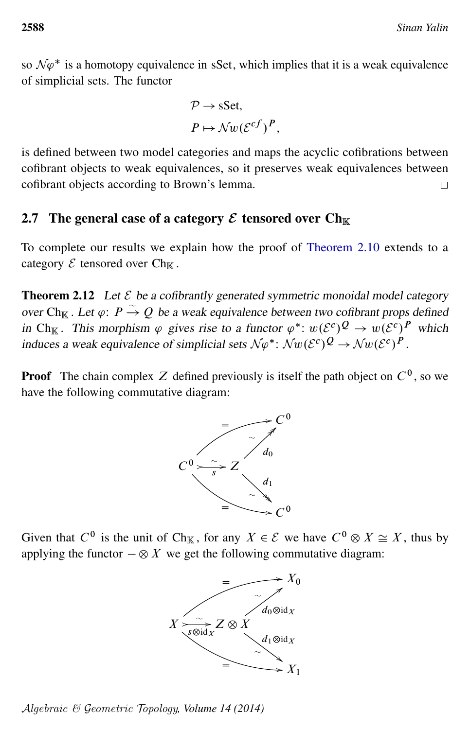so $\mathcal{N}\varphi^*$ is a homotopy equivalence in sSet, which implies that it is a weak equivalence of simplicial sets. The functor

$$\begin{aligned} \mathcal{P} &\to \text{sSet}, \\ P &\mapsto \mathcal{N}w(\mathcal{E}^{cf})^P, \end{aligned}$$

is defined between two model categories and maps the acyclic cofibrations between cofibrant objects to weak equivalences, so it preserves weak equivalences between cofibrant objects according to Brown's lemma. □

## 2.7 The general case of a category $\mathcal{E}$ tensored over $\mathrm{Ch}_{\mathbb{K}}$

To complete our results we explain how the proof of Theorem 2.10 extends to a category $\mathcal{E}$ tensored over $\mathrm{Ch}_{\mathbb{K}}$.

**Theorem 2.12** *Let $\mathcal{E}$ be a cofibrantly generated symmetric monoidal model category over $\mathrm{Ch}_{\mathbb{K}}$. Let $\varphi\colon P \xrightarrow{\sim} Q$ be a weak equivalence between two cofibrant props defined in $\mathrm{Ch}_{\mathbb{K}}$. This morphism $\varphi$ gives rise to a functor $\varphi^*\colon w(\mathcal{E}^c)^Q \to w(\mathcal{E}^c)^P$ which induces a weak equivalence of simplicial sets $\mathcal{N}\varphi^*\colon \mathcal{N}w(\mathcal{E}^c)^Q \to \mathcal{N}w(\mathcal{E}^c)^P$.*

**Proof** The chain complex $Z$ defined previously is itself the path object on $C^0$, so we have the following commutative diagram:

$$\begin{array}{ccc} & & C^0 \\ & \overset{=}{\nearrow} & \uparrow{\scriptstyle d_0,\ \sim} \\ C^0 & \overset{\sim}{\underset{s}{\rightarrowtail}} & Z \\ & \underset{=}{\searrow} & \downarrow{\scriptstyle d_1,\ \sim} \\ & & C^0 \end{array}$$

Given that $C^0$ is the unit of $\mathrm{Ch}_{\mathbb{K}}$, for any $X \in \mathcal{E}$ we have $C^0 \otimes X \cong X$, thus by applying the functor $-\otimes X$ we get the following commutative diagram:

$$\begin{array}{ccc} & & X_0 \\ & \overset{=}{\nearrow} & \uparrow{\scriptstyle d_0\otimes \mathrm{id}_X,\ \sim} \\ X & \overset{\sim}{\underset{s\otimes \mathrm{id}_X}{\rightarrowtail}} & Z\otimes X \\ & \underset{=}{\searrow} & \downarrow{\scriptstyle d_1\otimes \mathrm{id}_X,\ \sim} \\ & & X_1 \end{array}$$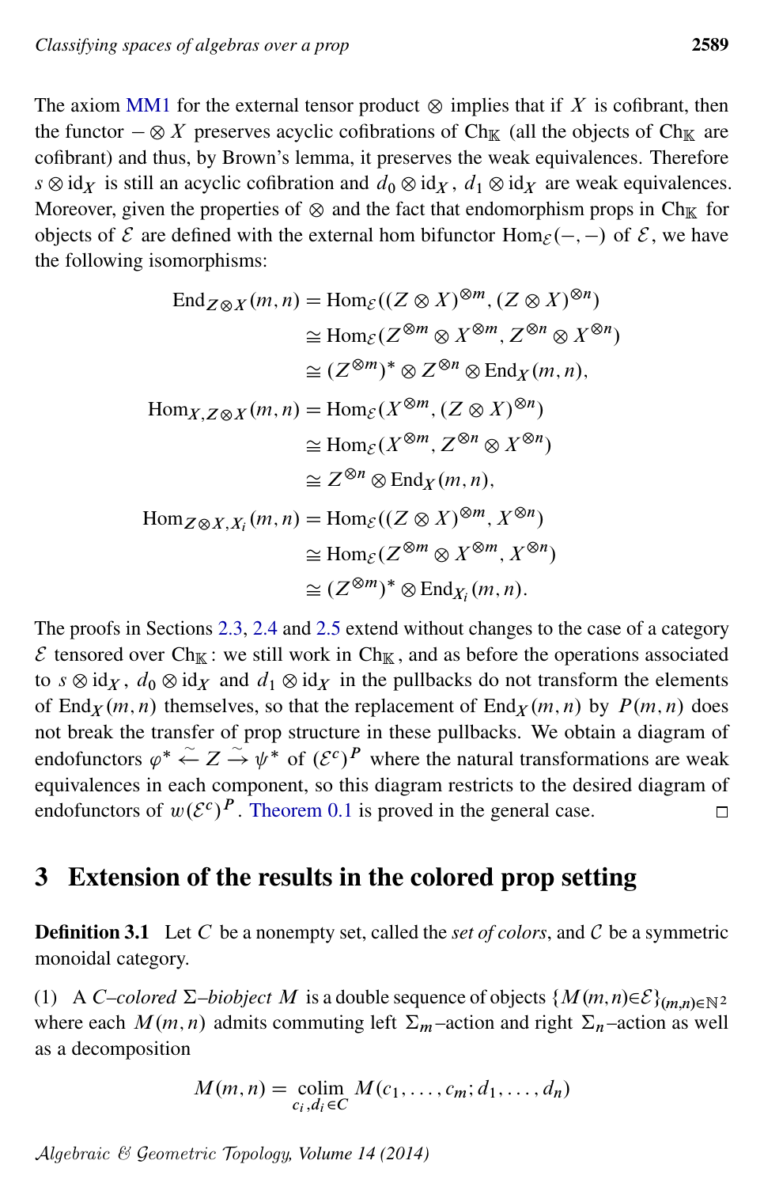The axiom MM1 for the external tensor product $\otimes$ implies that if $X$ is cofibrant, then the functor $-\otimes X$ preserves acyclic cofibrations of $Ch_{\mathbb{K}}$ (all the objects of $Ch_{\mathbb{K}}$ are cofibrant) and thus, by Brown's lemma, it preserves the weak equivalences. Therefore $s\otimes id_X$ is still an acyclic cofibration and $d_0\otimes id_X$, $d_1\otimes id_X$ are weak equivalences. Moreover, given the properties of $\otimes$ and the fact that endomorphism props in $Ch_{\mathbb{K}}$ for objects of $\mathcal{E}$ are defined with the external hom bifunctor $Hom_{\mathcal{E}}(-,-)$ of $\mathcal{E}$, we have the following isomorphisms:

$$
\begin{aligned}
End_{Z\otimes X}(m,n) &= Hom_{\mathcal{E}}((Z\otimes X)^{\otimes m},(Z\otimes X)^{\otimes n})\\
&\cong Hom_{\mathcal{E}}(Z^{\otimes m}\otimes X^{\otimes m}, Z^{\otimes n}\otimes X^{\otimes n})\\
&\cong (Z^{\otimes m})^*\otimes Z^{\otimes n}\otimes End_X(m,n),\\
Hom_{X,Z\otimes X}(m,n) &= Hom_{\mathcal{E}}(X^{\otimes m},(Z\otimes X)^{\otimes n})\\
&\cong Hom_{\mathcal{E}}(X^{\otimes m}, Z^{\otimes n}\otimes X^{\otimes n})\\
&\cong Z^{\otimes n}\otimes End_X(m,n),\\
Hom_{Z\otimes X,X_i}(m,n) &= Hom_{\mathcal{E}}((Z\otimes X)^{\otimes m}, X^{\otimes n})\\
&\cong Hom_{\mathcal{E}}(Z^{\otimes m}\otimes X^{\otimes m}, X^{\otimes n})\\
&\cong (Z^{\otimes m})^*\otimes End_{X_i}(m,n).
\end{aligned}
$$

The proofs in Sections 2.3, 2.4 and 2.5 extend without changes to the case of a category $\mathcal{E}$ tensored over $Ch_{\mathbb{K}}$: we still work in $Ch_{\mathbb{K}}$, and as before the operations associated to $s\otimes id_X$, $d_0\otimes id_X$ and $d_1\otimes id_X$ in the pullbacks do not transform the elements of $End_X(m,n)$ themselves, so that the replacement of $End_X(m,n)$ by $P(m,n)$ does not break the transfer of prop structure in these pullbacks. We obtain a diagram of endofunctors $\varphi^*\xleftarrow{\sim} Z\xrightarrow{\sim}\psi^*$ of $(\mathcal{E}^c)^P$ where the natural transformations are weak equivalences in each component, so this diagram restricts to the desired diagram of endofunctors of $w(\mathcal{E}^c)^P$. Theorem 0.1 is proved in the general case. □

# 3 Extension of the results in the colored prop setting

**Definition 3.1** Let $C$ be a nonempty set, called the *set of colors*, and $\mathcal{C}$ be a symmetric monoidal category.

(1) A *$C$–colored $\Sigma$–biobject* $M$ is a double sequence of objects $\{M(m,n)\in\mathcal{E}\}_{(m,n)\in\mathbb{N}^2}$ where each $M(m,n)$ admits commuting left $\Sigma_m$–action and right $\Sigma_n$–action as well as a decomposition

$$M(m,n)=\operatorname*{colim}_{c_i,d_i\in C} M(c_1,\ldots,c_m;d_1,\ldots,d_n)$$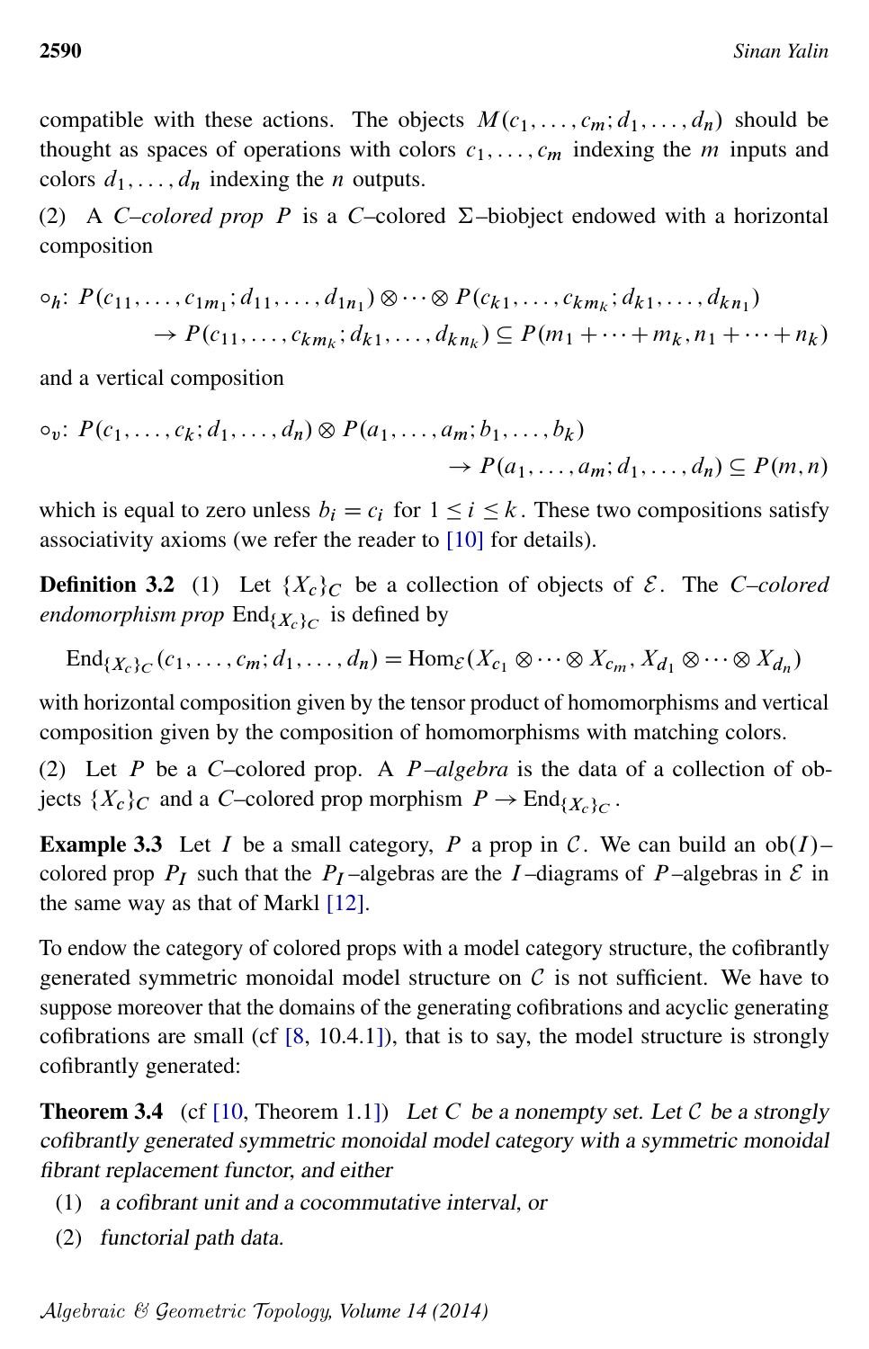compatible with these actions. The objects $M(c_1,\dots,c_m;d_1,\dots,d_n)$ should be thought as spaces of operations with colors $c_1,\dots,c_m$ indexing the $m$ inputs and colors $d_1,\dots,d_n$ indexing the $n$ outputs.

(2) A *$C$–colored prop* $P$ is a $C$–colored $\Sigma$–biobject endowed with a horizontal composition

$$\circ_h\colon P(c_{11},\dots,c_{1m_1};d_{11},\dots,d_{1n_1})\otimes\cdots\otimes P(c_{k1},\dots,c_{km_k};d_{k1},\dots,d_{kn_1})$$
$$\to P(c_{11},\dots,c_{km_k};d_{k1},\dots,d_{kn_k})\subseteq P(m_1+\cdots+m_k,n_1+\cdots+n_k)$$

and a vertical composition

$$\circ_v\colon P(c_1,\dots,c_k;d_1,\dots,d_n)\otimes P(a_1,\dots,a_m;b_1,\dots,b_k)$$
$$\to P(a_1,\dots,a_m;d_1,\dots,d_n)\subseteq P(m,n)$$

which is equal to zero unless $b_i=c_i$ for $1\le i\le k$. These two compositions satisfy associativity axioms (we refer the reader to [10] for details).

**Definition 3.2** (1) Let $\{X_c\}_C$ be a collection of objects of $\mathcal{E}$. The *$C$–colored endomorphism prop* $\mathrm{End}_{\{X_c\}_C}$ is defined by

$$\mathrm{End}_{\{X_c\}_C}(c_1,\dots,c_m;d_1,\dots,d_n)=\mathrm{Hom}_{\mathcal{E}}(X_{c_1}\otimes\cdots\otimes X_{c_m},X_{d_1}\otimes\cdots\otimes X_{d_n})$$

with horizontal composition given by the tensor product of homomorphisms and vertical composition given by the composition of homomorphisms with matching colors.

(2) Let $P$ be a $C$–colored prop. A *$P$–algebra* is the data of a collection of objects $\{X_c\}_C$ and a $C$–colored prop morphism $P\to\mathrm{End}_{\{X_c\}_C}$.

**Example 3.3** Let $I$ be a small category, $P$ a prop in $\mathcal{C}$. We can build an $\mathrm{ob}(I)$–colored prop $P_I$ such that the $P_I$–algebras are the $I$–diagrams of $P$–algebras in $\mathcal{E}$ in the same way as that of Markl [12].

To endow the category of colored props with a model category structure, the cofibrantly generated symmetric monoidal model structure on $\mathcal{C}$ is not sufficient. We have to suppose moreover that the domains of the generating cofibrations and acyclic generating cofibrations are small (cf [8, 10.4.1]), that is to say, the model structure is strongly cofibrantly generated:

**Theorem 3.4** (cf [10, Theorem 1.1]) *Let $C$ be a nonempty set. Let $\mathcal{C}$ be a strongly cofibrantly generated symmetric monoidal model category with a symmetric monoidal fibrant replacement functor, and either*

1. *a cofibrant unit and a cocommutative interval, or*
2. *functorial path data.*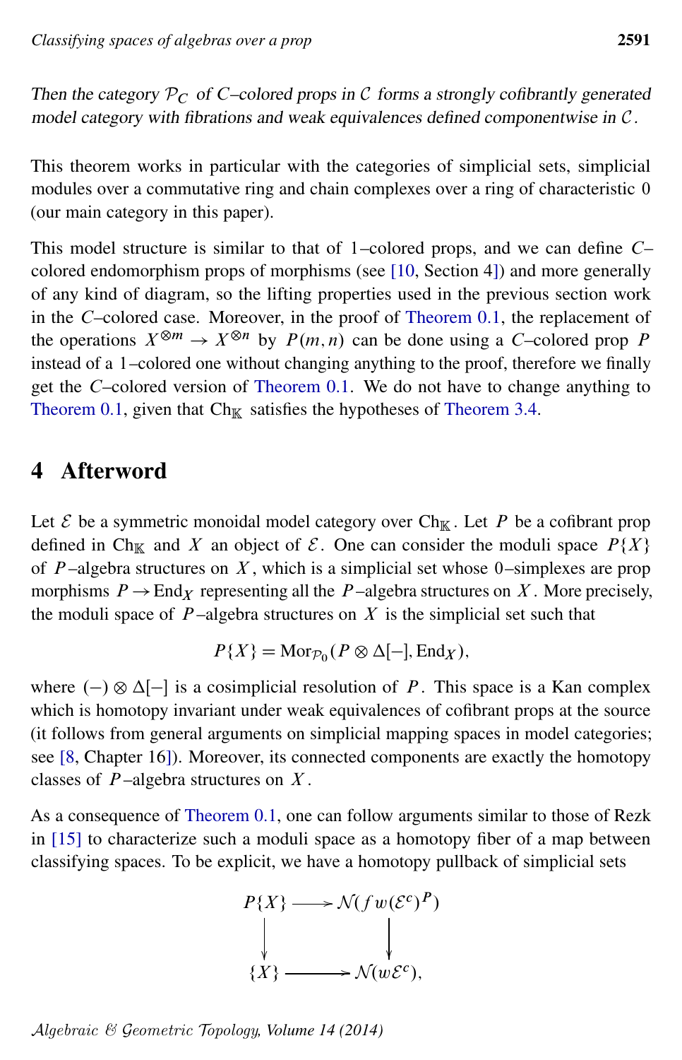*Then the category $\mathcal{P}_C$ of $C$–colored props in $\mathcal{C}$ forms a strongly cofibrantly generated model category with fibrations and weak equivalences defined componentwise in $\mathcal{C}$.*

This theorem works in particular with the categories of simplicial sets, simplicial modules over a commutative ring and chain complexes over a ring of characteristic 0 (our main category in this paper).

This model structure is similar to that of 1–colored props, and we can define $C$–colored endomorphism props of morphisms (see [10, Section 4]) and more generally of any kind of diagram, so the lifting properties used in the previous section work in the $C$–colored case. Moreover, in the proof of Theorem 0.1, the replacement of the operations $X^{\otimes m} \to X^{\otimes n}$ by $P(m,n)$ can be done using a $C$–colored prop $P$ instead of a 1–colored one without changing anything to the proof, therefore we finally get the $C$–colored version of Theorem 0.1. We do not have to change anything to Theorem 0.1, given that $\mathrm{Ch}_{\mathbb{K}}$ satisfies the hypotheses of Theorem 3.4.

# 4 Afterword

Let $\mathcal{E}$ be a symmetric monoidal model category over $\mathrm{Ch}_{\mathbb{K}}$. Let $P$ be a cofibrant prop defined in $\mathrm{Ch}_{\mathbb{K}}$ and $X$ an object of $\mathcal{E}$. One can consider the moduli space $P\{X\}$ of $P$–algebra structures on $X$, which is a simplicial set whose 0–simplexes are prop morphisms $P \to \mathrm{End}_X$ representing all the $P$–algebra structures on $X$. More precisely, the moduli space of $P$–algebra structures on $X$ is the simplicial set such that

$$P\{X\} = \mathrm{Mor}_{\mathcal{P}_0}(P \otimes \Delta[-], \mathrm{End}_X),$$

where $(-) \otimes \Delta[-]$ is a cosimplicial resolution of $P$. This space is a Kan complex which is homotopy invariant under weak equivalences of cofibrant props at the source (it follows from general arguments on simplicial mapping spaces in model categories; see [8, Chapter 16]). Moreover, its connected components are exactly the homotopy classes of $P$–algebra structures on $X$.

As a consequence of Theorem 0.1, one can follow arguments similar to those of Rezk in [15] to characterize such a moduli space as a homotopy fiber of a map between classifying spaces. To be explicit, we have a homotopy pullback of simplicial sets

$$\begin{array}{ccc} P\{X\} & \longrightarrow & \mathcal{N}(fw(\mathcal{E}^c)^P) \\ \downarrow & & \downarrow \\ \{X\} & \longrightarrow & \mathcal{N}(w\mathcal{E}^c), \end{array}$$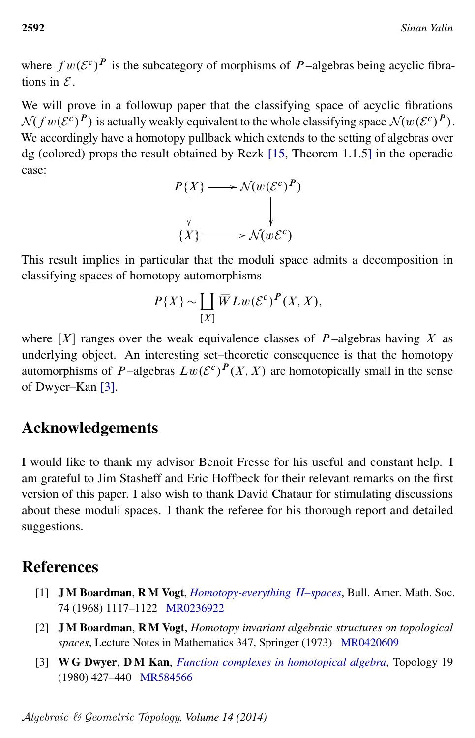where $fw(\mathcal{E}^c)^P$ is the subcategory of morphisms of $P$–algebras being acyclic fibrations in $\mathcal{E}$.

We will prove in a followup paper that the classifying space of acyclic fibrations $\mathcal{N}(fw(\mathcal{E}^c)^P)$ is actually weakly equivalent to the whole classifying space $\mathcal{N}(w(\mathcal{E}^c)^P)$. We accordingly have a homotopy pullback which extends to the setting of algebras over dg (colored) props the result obtained by Rezk [15, Theorem 1.1.5] in the operadic case:

$$\begin{array}{ccc} P\{X\} & \longrightarrow & \mathcal{N}(w(\mathcal{E}^c)^P) \\ \downarrow & & \downarrow \\ \{X\} & \longrightarrow & \mathcal{N}(w\mathcal{E}^c) \end{array}$$

This result implies in particular that the moduli space admits a decomposition in classifying spaces of homotopy automorphisms

$$P\{X\} \sim \coprod_{[X]} \overline{W} Lw(\mathcal{E}^c)^P(X,X),$$

where $[X]$ ranges over the weak equivalence classes of $P$–algebras having $X$ as underlying object. An interesting set–theoretic consequence is that the homotopy automorphisms of $P$–algebras $Lw(\mathcal{E}^c)^P(X,X)$ are homotopically small in the sense of Dwyer–Kan [3].

## Acknowledgements

I would like to thank my advisor Benoit Fresse for his useful and constant help. I am grateful to Jim Stasheff and Eric Hoffbeck for their relevant remarks on the first version of this paper. I also wish to thank David Chataur for stimulating discussions about these moduli spaces. I thank the referee for his thorough report and detailed suggestions.

## References

[1] **J M Boardman**, **R M Vogt**, *Homotopy-everything H–spaces*, Bull. Amer. Math. Soc. 74 (1968) 1117–1122 MR0236922

[2] **J M Boardman**, **R M Vogt**, *Homotopy invariant algebraic structures on topological spaces*, Lecture Notes in Mathematics 347, Springer (1973) MR0420609

[3] **W G Dwyer**, **D M Kan**, *Function complexes in homotopical algebra*, Topology 19 (1980) 427–440 MR584566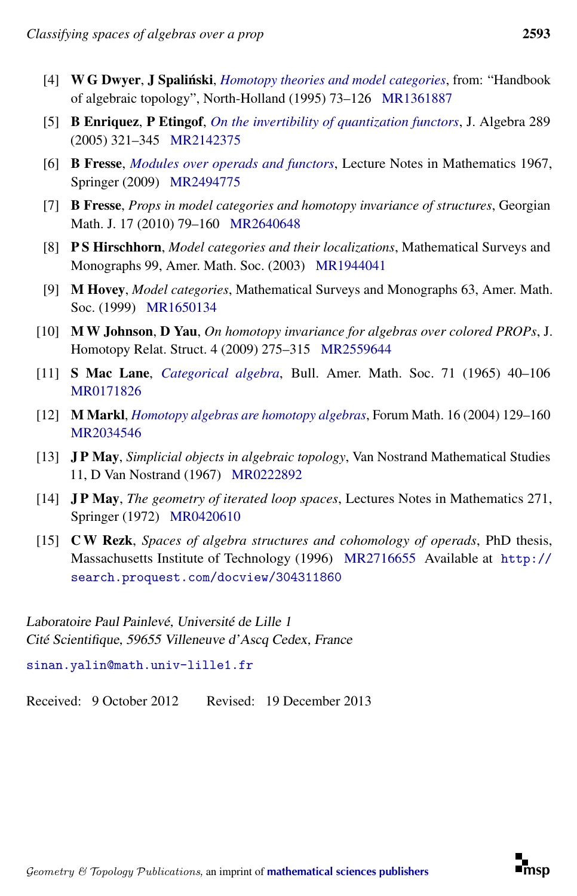[4] **W G Dwyer**, **J Spaliński**, *Homotopy theories and model categories*, from: "Handbook of algebraic topology", North-Holland (1995) 73–126 MR1361887

[5] **B Enriquez**, **P Etingof**, *On the invertibility of quantization functors*, J. Algebra 289 (2005) 321–345 MR2142375

[6] **B Fresse**, *Modules over operads and functors*, Lecture Notes in Mathematics 1967, Springer (2009) MR2494775

[7] **B Fresse**, *Props in model categories and homotopy invariance of structures*, Georgian Math. J. 17 (2010) 79–160 MR2640648

[8] **P S Hirschhorn**, *Model categories and their localizations*, Mathematical Surveys and Monographs 99, Amer. Math. Soc. (2003) MR1944041

[9] **M Hovey**, *Model categories*, Mathematical Surveys and Monographs 63, Amer. Math. Soc. (1999) MR1650134

[10] **M W Johnson**, **D Yau**, *On homotopy invariance for algebras over colored PROPs*, J. Homotopy Relat. Struct. 4 (2009) 275–315 MR2559644

[11] **S Mac Lane**, *Categorical algebra*, Bull. Amer. Math. Soc. 71 (1965) 40–106 MR0171826

[12] **M Markl**, *Homotopy algebras are homotopy algebras*, Forum Math. 16 (2004) 129–160 MR2034546

[13] **J P May**, *Simplicial objects in algebraic topology*, Van Nostrand Mathematical Studies 11, D Van Nostrand (1967) MR0222892

[14] **J P May**, *The geometry of iterated loop spaces*, Lectures Notes in Mathematics 271, Springer (1972) MR0420610

[15] **C W Rezk**, *Spaces of algebra structures and cohomology of operads*, PhD thesis, Massachusetts Institute of Technology (1996) MR2716655 Available at http://search.proquest.com/docview/304311860

*Laboratoire Paul Painlevé, Université de Lille 1*
*Cité Scientifique, 59655 Villeneuve d'Ascq Cedex, France*

sinan.yalin@math.univ-lille1.fr

Received: 9 October 2012 Revised: 19 December 2013